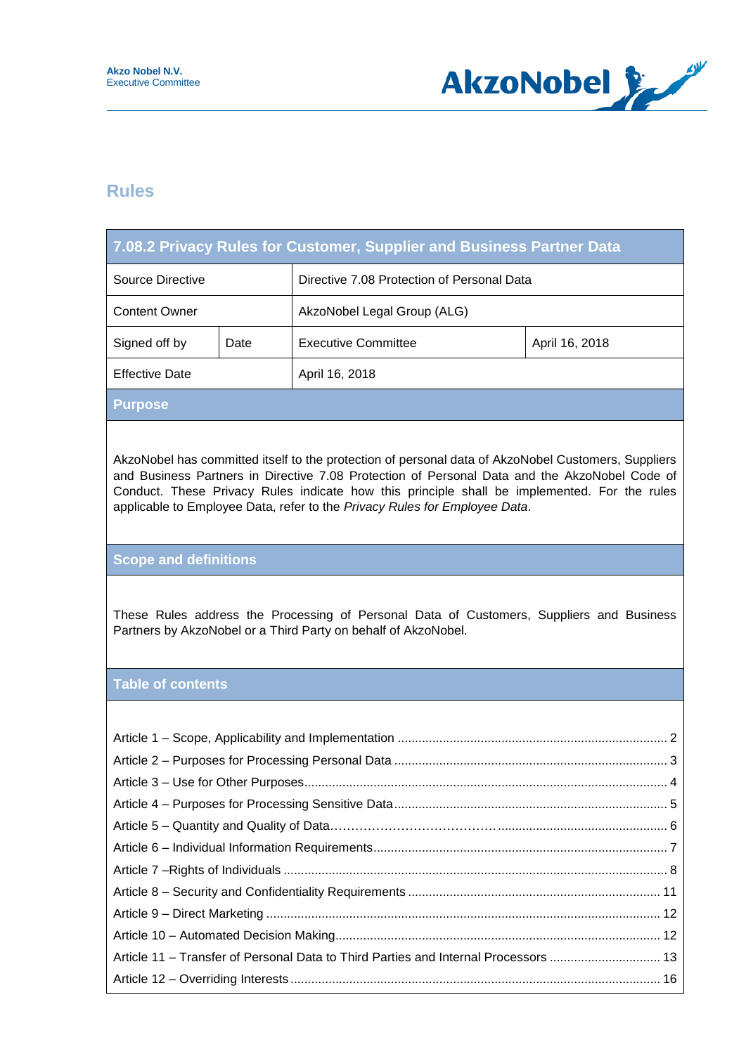**Akzo Nobel N.V.**
Executive Committee

AkzoNobel

# Rules

## 7.08.2 Privacy Rules for Customer, Supplier and Business Partner Data

| Source Directive | | Directive 7.08 Protection of Personal Data | |
|---|---|---|---|
| Content Owner | | AkzoNobel Legal Group (ALG) | |
| Signed off by | Date | Executive Committee | April 16, 2018 |
| Effective Date | | April 16, 2018 | |

### Purpose

AkzoNobel has committed itself to the protection of personal data of AkzoNobel Customers, Suppliers and Business Partners in Directive 7.08 Protection of Personal Data and the AkzoNobel Code of Conduct. These Privacy Rules indicate how this principle shall be implemented. For the rules applicable to Employee Data, refer to the *Privacy Rules for Employee Data*.

### Scope and definitions

These Rules address the Processing of Personal Data of Customers, Suppliers and Business Partners by AkzoNobel or a Third Party on behalf of AkzoNobel.

### Table of contents

Article 1 – Scope, Applicability and Implementation ........ 2
Article 2 – Purposes for Processing Personal Data ........ 3
Article 3 – Use for Other Purposes ........ 4
Article 4 – Purposes for Processing Sensitive Data ........ 5
Article 5 – Quantity and Quality of Data ........ 6
Article 6 – Individual Information Requirements ........ 7
Article 7 –Rights of Individuals ........ 8
Article 8 – Security and Confidentiality Requirements ........ 11
Article 9 – Direct Marketing ........ 12
Article 10 – Automated Decision Making ........ 12
Article 11 – Transfer of Personal Data to Third Parties and Internal Processors ........ 13
Article 12 – Overriding Interests ........ 16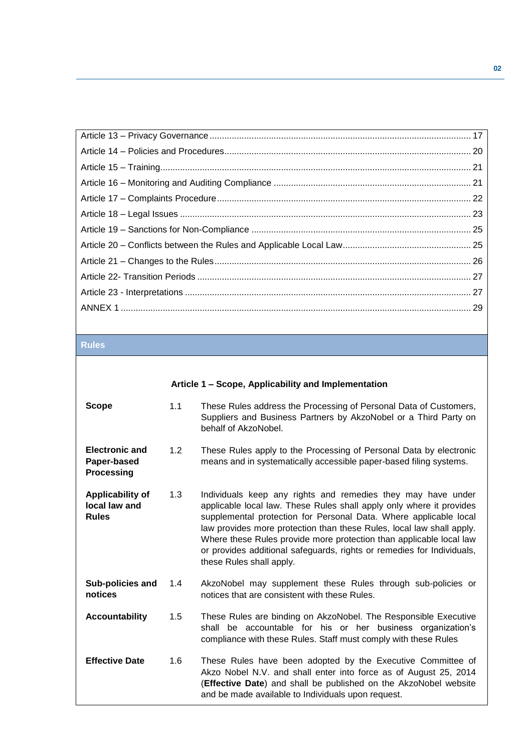| | |
|---|---|
| Article 13 – Privacy Governance | 17 |
| Article 14 – Policies and Procedures | 20 |
| Article 15 – Training | 21 |
| Article 16 – Monitoring and Auditing Compliance | 21 |
| Article 17 – Complaints Procedure | 22 |
| Article 18 – Legal Issues | 23 |
| Article 19 – Sanctions for Non-Compliance | 25 |
| Article 20 – Conflicts between the Rules and Applicable Local Law | 25 |
| Article 21 – Changes to the Rules | 26 |
| Article 22- Transition Periods | 27 |
| Article 23 - Interpretations | 27 |
| ANNEX 1 | 29 |

## Rules

### Article 1 – Scope, Applicability and Implementation

| | | |
|---|---|---|
| **Scope** | 1.1 | These Rules address the Processing of Personal Data of Customers, Suppliers and Business Partners by AkzoNobel or a Third Party on behalf of AkzoNobel. |
| **Electronic and Paper-based Processing** | 1.2 | These Rules apply to the Processing of Personal Data by electronic means and in systematically accessible paper-based filing systems. |
| **Applicability of local law and Rules** | 1.3 | Individuals keep any rights and remedies they may have under applicable local law. These Rules shall apply only where it provides supplemental protection for Personal Data. Where applicable local law provides more protection than these Rules, local law shall apply. Where these Rules provide more protection than applicable local law or provides additional safeguards, rights or remedies for Individuals, these Rules shall apply. |
| **Sub-policies and notices** | 1.4 | AkzoNobel may supplement these Rules through sub-policies or notices that are consistent with these Rules. |
| **Accountability** | 1.5 | These Rules are binding on AkzoNobel. The Responsible Executive shall be accountable for his or her business organization's compliance with these Rules. Staff must comply with these Rules |
| **Effective Date** | 1.6 | These Rules have been adopted by the Executive Committee of Akzo Nobel N.V. and shall enter into force as of August 25, 2014 (**Effective Date**) and shall be published on the AkzoNobel website and be made available to Individuals upon request. |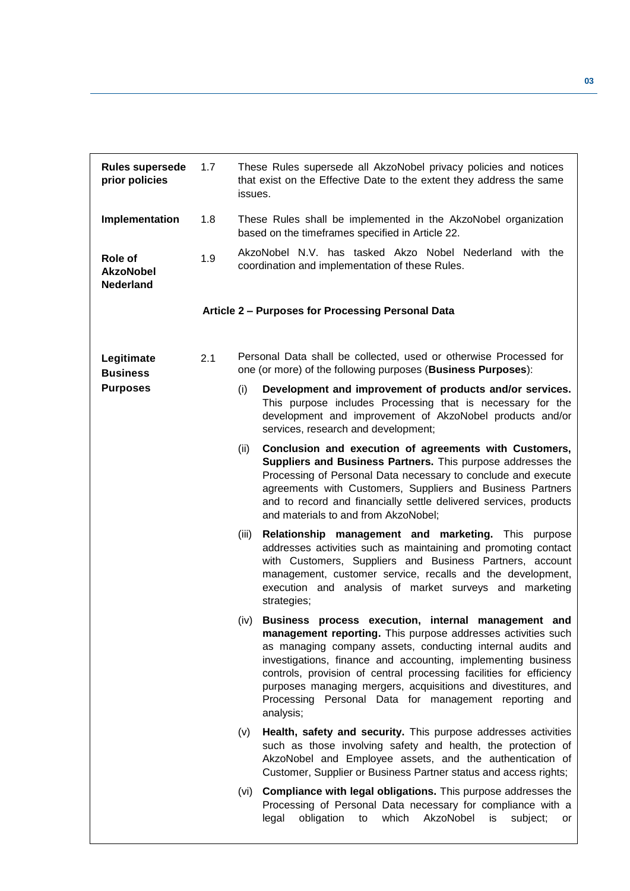| | | |
|---|---|---|
| **Rules supersede prior policies** | 1.7 | These Rules supersede all AkzoNobel privacy policies and notices that exist on the Effective Date to the extent they address the same issues. |
| **Implementation** | 1.8 | These Rules shall be implemented in the AkzoNobel organization based on the timeframes specified in Article 22. |
| **Role of AkzoNobel Nederland** | 1.9 | AkzoNobel N.V. has tasked Akzo Nobel Nederland with the coordination and implementation of these Rules. |

## Article 2 – Purposes for Processing Personal Data

**Legitimate Business Purposes**

2.1 Personal Data shall be collected, used or otherwise Processed for one (or more) of the following purposes (**Business Purposes**):

(i) **Development and improvement of products and/or services.** This purpose includes Processing that is necessary for the development and improvement of AkzoNobel products and/or services, research and development;

(ii) **Conclusion and execution of agreements with Customers, Suppliers and Business Partners.** This purpose addresses the Processing of Personal Data necessary to conclude and execute agreements with Customers, Suppliers and Business Partners and to record and financially settle delivered services, products and materials to and from AkzoNobel;

(iii) **Relationship management and marketing.** This purpose addresses activities such as maintaining and promoting contact with Customers, Suppliers and Business Partners, account management, customer service, recalls and the development, execution and analysis of market surveys and marketing strategies;

(iv) **Business process execution, internal management and management reporting.** This purpose addresses activities such as managing company assets, conducting internal audits and investigations, finance and accounting, implementing business controls, provision of central processing facilities for efficiency purposes managing mergers, acquisitions and divestitures, and Processing Personal Data for management reporting and analysis;

(v) **Health, safety and security.** This purpose addresses activities such as those involving safety and health, the protection of AkzoNobel and Employee assets, and the authentication of Customer, Supplier or Business Partner status and access rights;

(vi) **Compliance with legal obligations.** This purpose addresses the Processing of Personal Data necessary for compliance with a legal obligation to which AkzoNobel is subject; or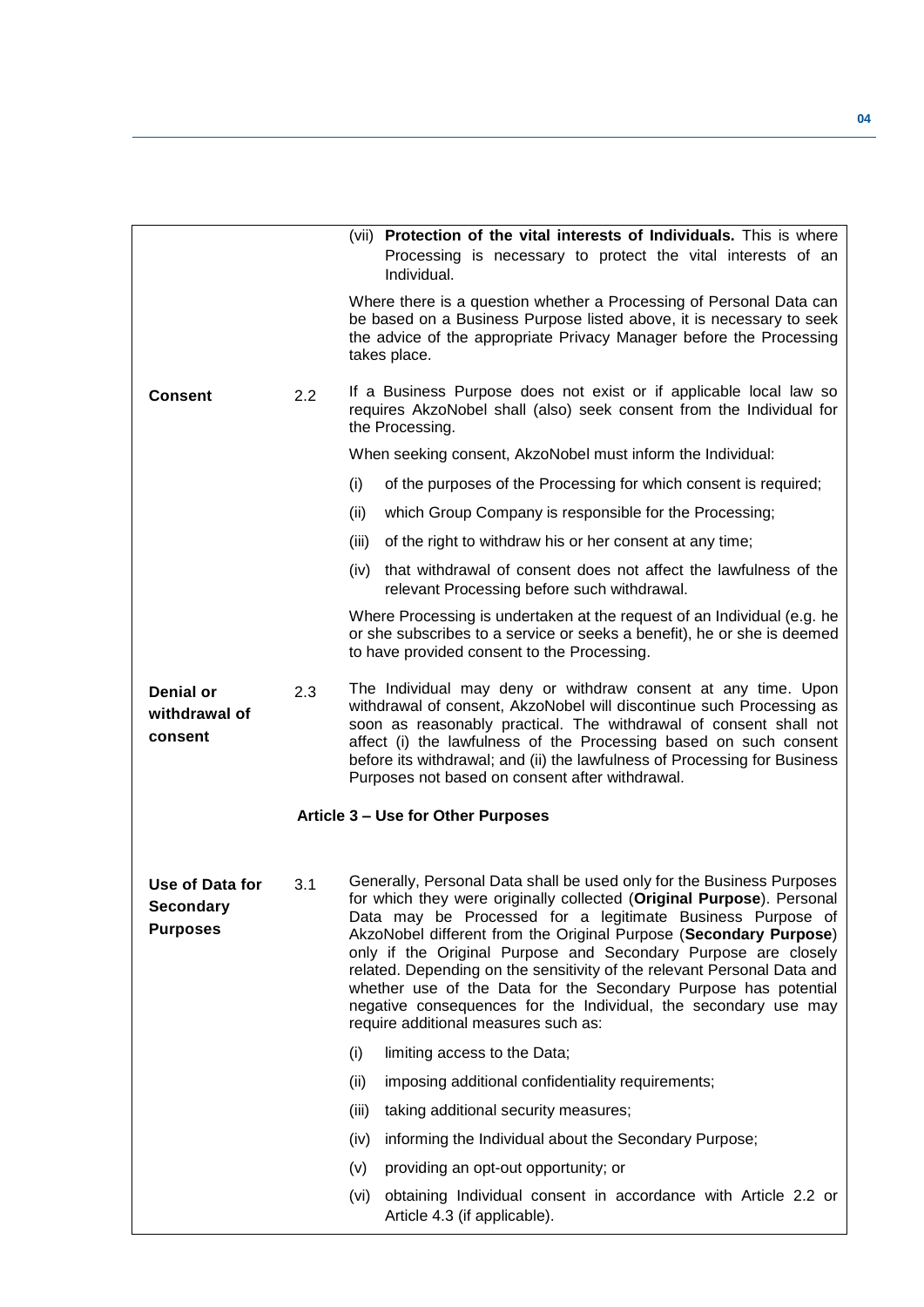(vii) **Protection of the vital interests of Individuals.** This is where Processing is necessary to protect the vital interests of an Individual.

Where there is a question whether a Processing of Personal Data can be based on a Business Purpose listed above, it is necessary to seek the advice of the appropriate Privacy Manager before the Processing takes place.

**Consent** 2.2 If a Business Purpose does not exist or if applicable local law so requires AkzoNobel shall (also) seek consent from the Individual for the Processing.

When seeking consent, AkzoNobel must inform the Individual:

(i) of the purposes of the Processing for which consent is required;

(ii) which Group Company is responsible for the Processing;

(iii) of the right to withdraw his or her consent at any time;

(iv) that withdrawal of consent does not affect the lawfulness of the relevant Processing before such withdrawal.

Where Processing is undertaken at the request of an Individual (e.g. he or she subscribes to a service or seeks a benefit), he or she is deemed to have provided consent to the Processing.

**Denial or withdrawal of consent** 2.3 The Individual may deny or withdraw consent at any time. Upon withdrawal of consent, AkzoNobel will discontinue such Processing as soon as reasonably practical. The withdrawal of consent shall not affect (i) the lawfulness of the Processing based on such consent before its withdrawal; and (ii) the lawfulness of Processing for Business Purposes not based on consent after withdrawal.

## Article 3 – Use for Other Purposes

**Use of Data for Secondary Purposes** 3.1 Generally, Personal Data shall be used only for the Business Purposes for which they were originally collected (**Original Purpose**). Personal Data may be Processed for a legitimate Business Purpose of AkzoNobel different from the Original Purpose (**Secondary Purpose**) only if the Original Purpose and Secondary Purpose are closely related. Depending on the sensitivity of the relevant Personal Data and whether use of the Data for the Secondary Purpose has potential negative consequences for the Individual, the secondary use may require additional measures such as:

(i) limiting access to the Data;

(ii) imposing additional confidentiality requirements;

(iii) taking additional security measures;

(iv) informing the Individual about the Secondary Purpose;

(v) providing an opt-out opportunity; or

(vi) obtaining Individual consent in accordance with Article 2.2 or Article 4.3 (if applicable).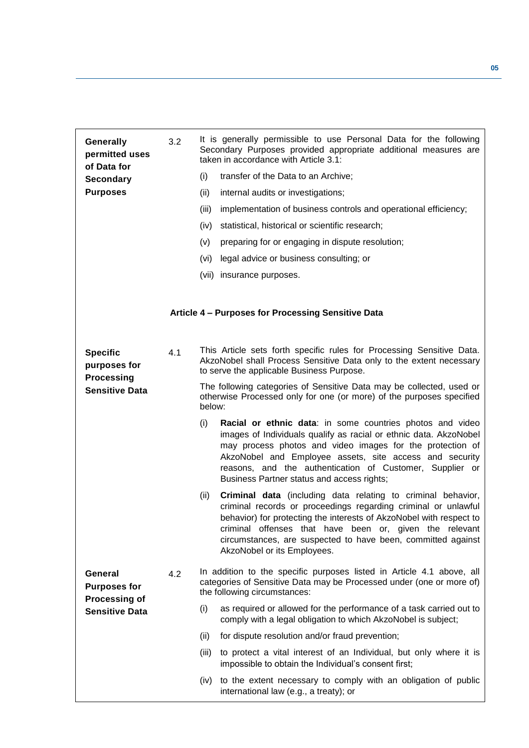**Generally permitted uses of Data for Secondary Purposes**

3.2 It is generally permissible to use Personal Data for the following Secondary Purposes provided appropriate additional measures are taken in accordance with Article 3.1:

(i) transfer of the Data to an Archive;

(ii) internal audits or investigations;

(iii) implementation of business controls and operational efficiency;

(iv) statistical, historical or scientific research;

(v) preparing for or engaging in dispute resolution;

(vi) legal advice or business consulting; or

(vii) insurance purposes.

## Article 4 – Purposes for Processing Sensitive Data

**Specific purposes for Processing Sensitive Data**

4.1 This Article sets forth specific rules for Processing Sensitive Data. AkzoNobel shall Process Sensitive Data only to the extent necessary to serve the applicable Business Purpose.

The following categories of Sensitive Data may be collected, used or otherwise Processed only for one (or more) of the purposes specified below:

(i) **Racial or ethnic data**: in some countries photos and video images of Individuals qualify as racial or ethnic data. AkzoNobel may process photos and video images for the protection of AkzoNobel and Employee assets, site access and security reasons, and the authentication of Customer, Supplier or Business Partner status and access rights;

(ii) **Criminal data** (including data relating to criminal behavior, criminal records or proceedings regarding criminal or unlawful behavior) for protecting the interests of AkzoNobel with respect to criminal offenses that have been or, given the relevant circumstances, are suspected to have been, committed against AkzoNobel or its Employees.

**General Purposes for Processing of Sensitive Data**

4.2 In addition to the specific purposes listed in Article 4.1 above, all categories of Sensitive Data may be Processed under (one or more of) the following circumstances:

(i) as required or allowed for the performance of a task carried out to comply with a legal obligation to which AkzoNobel is subject;

(ii) for dispute resolution and/or fraud prevention;

(iii) to protect a vital interest of an Individual, but only where it is impossible to obtain the Individual's consent first;

(iv) to the extent necessary to comply with an obligation of public international law (e.g., a treaty); or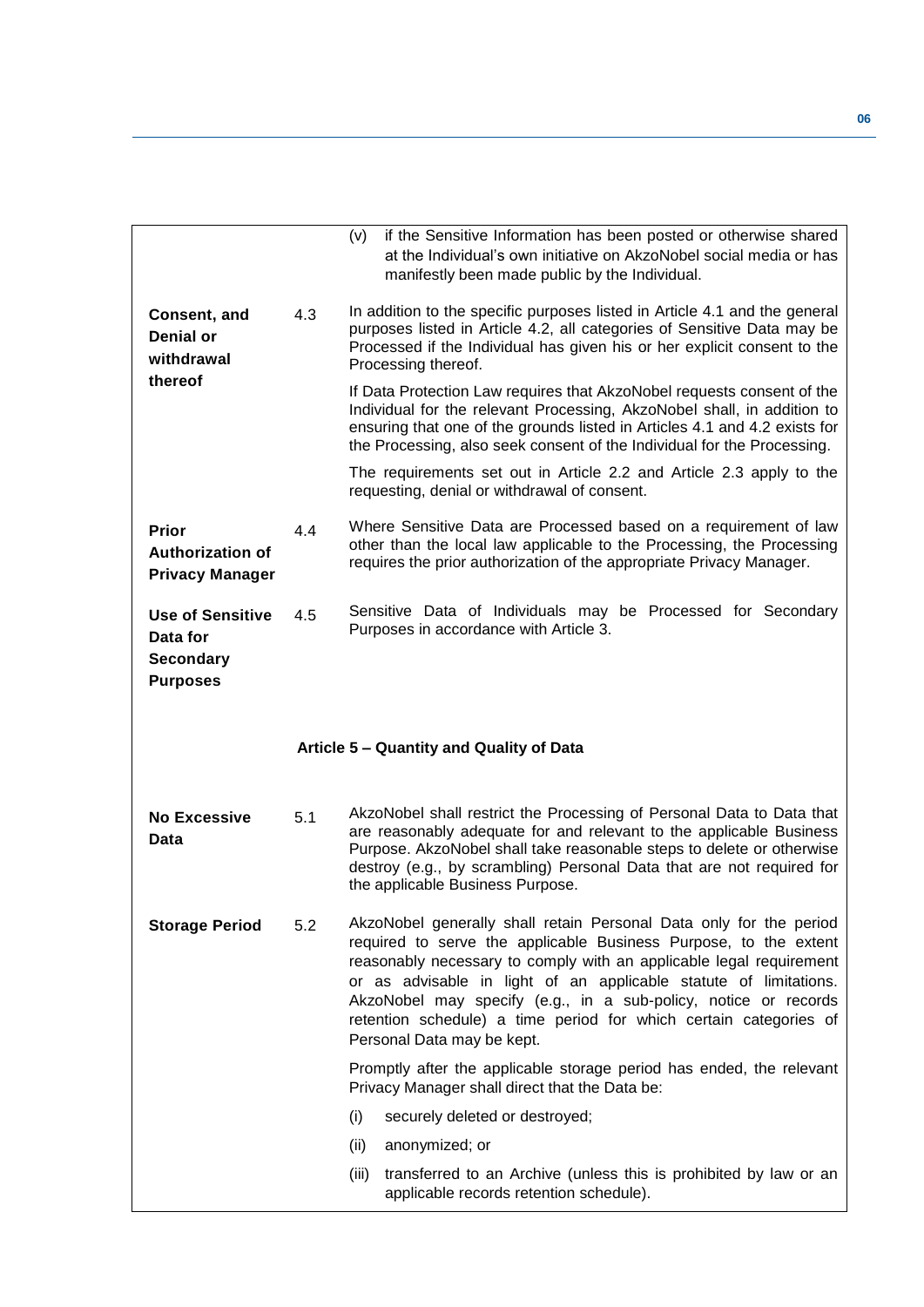(v) if the Sensitive Information has been posted or otherwise shared at the Individual's own initiative on AkzoNobel social media or has manifestly been made public by the Individual.

**Consent, and Denial or withdrawal thereof**

4.3 In addition to the specific purposes listed in Article 4.1 and the general purposes listed in Article 4.2, all categories of Sensitive Data may be Processed if the Individual has given his or her explicit consent to the Processing thereof.

If Data Protection Law requires that AkzoNobel requests consent of the Individual for the relevant Processing, AkzoNobel shall, in addition to ensuring that one of the grounds listed in Articles 4.1 and 4.2 exists for the Processing, also seek consent of the Individual for the Processing.

The requirements set out in Article 2.2 and Article 2.3 apply to the requesting, denial or withdrawal of consent.

**Prior Authorization of Privacy Manager**

4.4 Where Sensitive Data are Processed based on a requirement of law other than the local law applicable to the Processing, the Processing requires the prior authorization of the appropriate Privacy Manager.

**Use of Sensitive Data for Secondary Purposes**

4.5 Sensitive Data of Individuals may be Processed for Secondary Purposes in accordance with Article 3.

## Article 5 – Quantity and Quality of Data

**No Excessive Data**

5.1 AkzoNobel shall restrict the Processing of Personal Data to Data that are reasonably adequate for and relevant to the applicable Business Purpose. AkzoNobel shall take reasonable steps to delete or otherwise destroy (e.g., by scrambling) Personal Data that are not required for the applicable Business Purpose.

**Storage Period**

5.2 AkzoNobel generally shall retain Personal Data only for the period required to serve the applicable Business Purpose, to the extent reasonably necessary to comply with an applicable legal requirement or as advisable in light of an applicable statute of limitations. AkzoNobel may specify (e.g., in a sub-policy, notice or records retention schedule) a time period for which certain categories of Personal Data may be kept.

Promptly after the applicable storage period has ended, the relevant Privacy Manager shall direct that the Data be:

(i) securely deleted or destroyed;

(ii) anonymized; or

(iii) transferred to an Archive (unless this is prohibited by law or an applicable records retention schedule).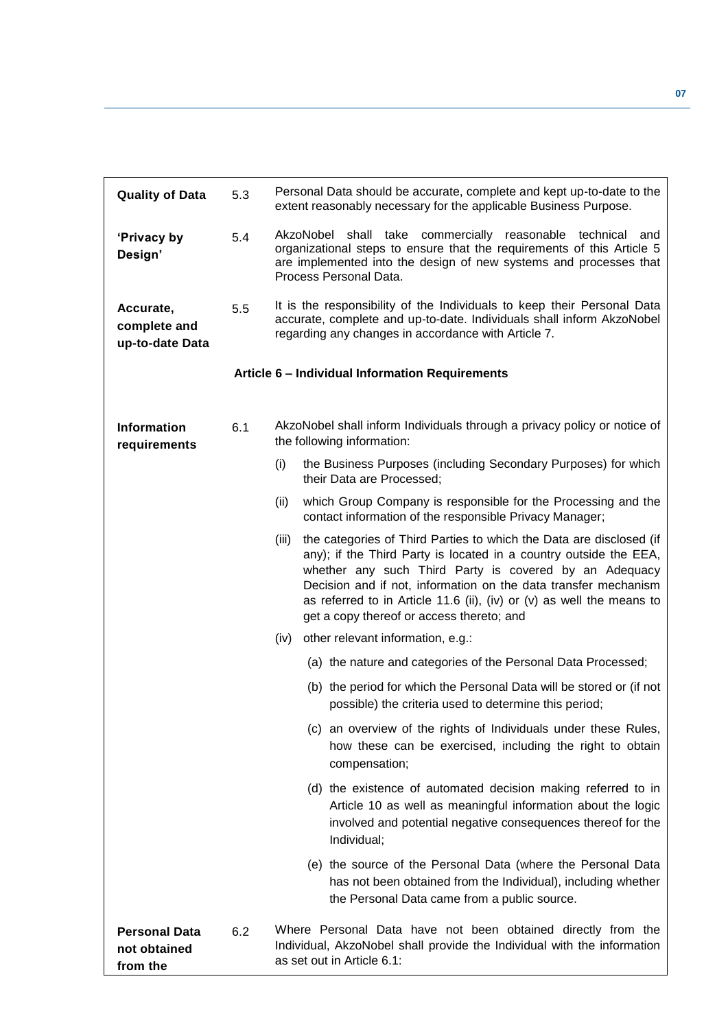| | | |
|---|---|---|
| **Quality of Data** | 5.3 | Personal Data should be accurate, complete and kept up-to-date to the extent reasonably necessary for the applicable Business Purpose. |
| **'Privacy by Design'** | 5.4 | AkzoNobel shall take commercially reasonable technical and organizational steps to ensure that the requirements of this Article 5 are implemented into the design of new systems and processes that Process Personal Data. |
| **Accurate, complete and up-to-date Data** | 5.5 | It is the responsibility of the Individuals to keep their Personal Data accurate, complete and up-to-date. Individuals shall inform AkzoNobel regarding any changes in accordance with Article 7. |

### Article 6 – Individual Information Requirements

**Information requirements**

6.1 AkzoNobel shall inform Individuals through a privacy policy or notice of the following information:

(i) the Business Purposes (including Secondary Purposes) for which their Data are Processed;

(ii) which Group Company is responsible for the Processing and the contact information of the responsible Privacy Manager;

(iii) the categories of Third Parties to which the Data are disclosed (if any); if the Third Party is located in a country outside the EEA, whether any such Third Party is covered by an Adequacy Decision and if not, information on the data transfer mechanism as referred to in Article 11.6 (ii), (iv) or (v) as well the means to get a copy thereof or access thereto; and

(iv) other relevant information, e.g.:

(a) the nature and categories of the Personal Data Processed;

(b) the period for which the Personal Data will be stored or (if not possible) the criteria used to determine this period;

(c) an overview of the rights of Individuals under these Rules, how these can be exercised, including the right to obtain compensation;

(d) the existence of automated decision making referred to in Article 10 as well as meaningful information about the logic involved and potential negative consequences thereof for the Individual;

(e) the source of the Personal Data (where the Personal Data has not been obtained from the Individual), including whether the Personal Data came from a public source.

**Personal Data not obtained from the**

6.2 Where Personal Data have not been obtained directly from the Individual, AkzoNobel shall provide the Individual with the information as set out in Article 6.1: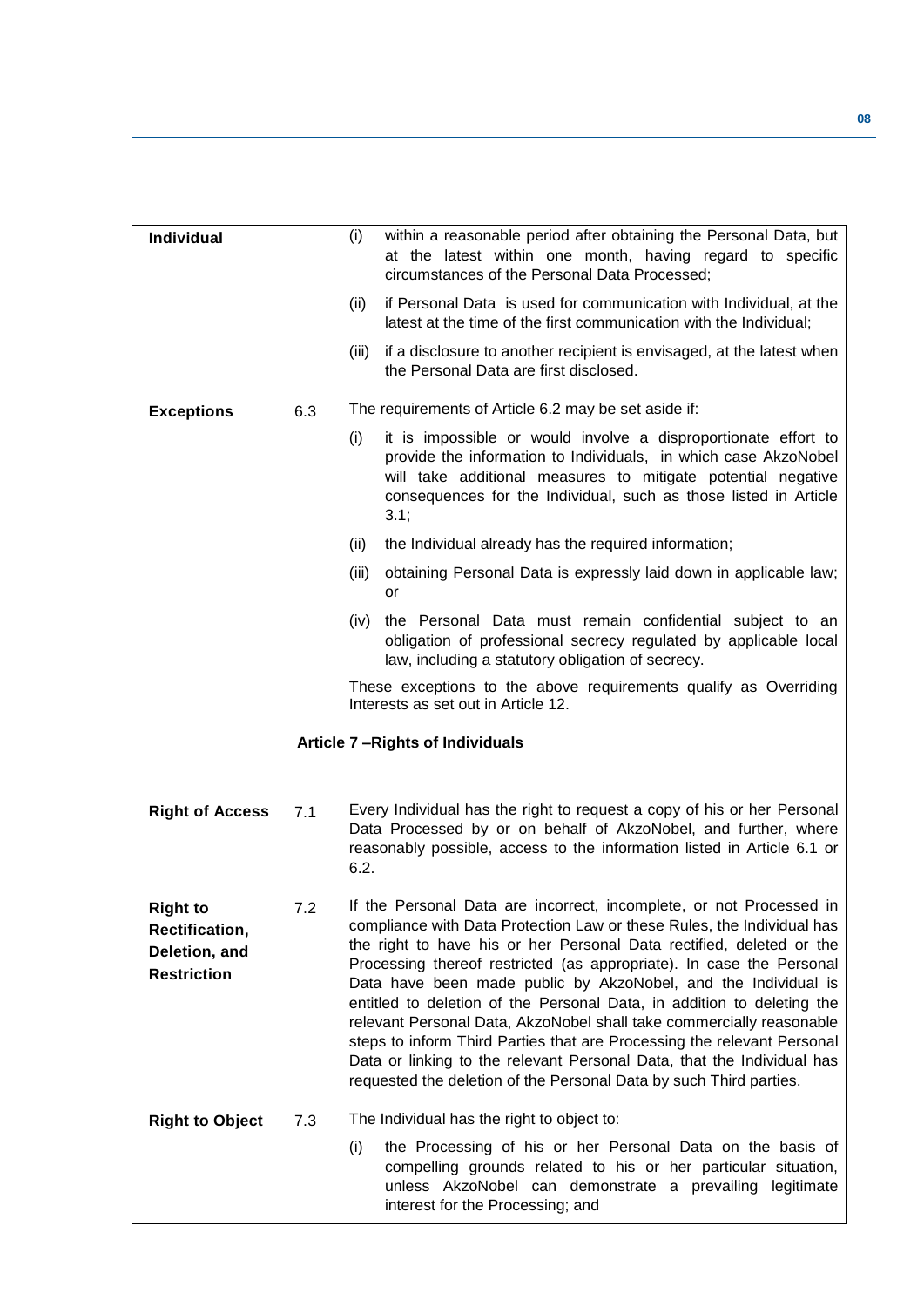| | | |
|---|---|---|
| **Individual** | | (i) within a reasonable period after obtaining the Personal Data, but at the latest within one month, having regard to specific circumstances of the Personal Data Processed;<br><br>(ii) if Personal Data is used for communication with Individual, at the latest at the time of the first communication with the Individual;<br><br>(iii) if a disclosure to another recipient is envisaged, at the latest when the Personal Data are first disclosed. |
| **Exceptions** | 6.3 | The requirements of Article 6.2 may be set aside if:<br><br>(i) it is impossible or would involve a disproportionate effort to provide the information to Individuals, in which case AkzoNobel will take additional measures to mitigate potential negative consequences for the Individual, such as those listed in Article 3.1;<br><br>(ii) the Individual already has the required information;<br><br>(iii) obtaining Personal Data is expressly laid down in applicable law; or<br><br>(iv) the Personal Data must remain confidential subject to an obligation of professional secrecy regulated by applicable local law, including a statutory obligation of secrecy.<br><br>These exceptions to the above requirements qualify as Overriding Interests as set out in Article 12. |

## Article 7 – Rights of Individuals

| | | |
|---|---|---|
| **Right of Access** | 7.1 | Every Individual has the right to request a copy of his or her Personal Data Processed by or on behalf of AkzoNobel, and further, where reasonably possible, access to the information listed in Article 6.1 or 6.2. |
| **Right to Rectification, Deletion, and Restriction** | 7.2 | If the Personal Data are incorrect, incomplete, or not Processed in compliance with Data Protection Law or these Rules, the Individual has the right to have his or her Personal Data rectified, deleted or the Processing thereof restricted (as appropriate). In case the Personal Data have been made public by AkzoNobel, and the Individual is entitled to deletion of the Personal Data, in addition to deleting the relevant Personal Data, AkzoNobel shall take commercially reasonable steps to inform Third Parties that are Processing the relevant Personal Data or linking to the relevant Personal Data, that the Individual has requested the deletion of the Personal Data by such Third parties. |
| **Right to Object** | 7.3 | The Individual has the right to object to:<br><br>(i) the Processing of his or her Personal Data on the basis of compelling grounds related to his or her particular situation, unless AkzoNobel can demonstrate a prevailing legitimate interest for the Processing; and |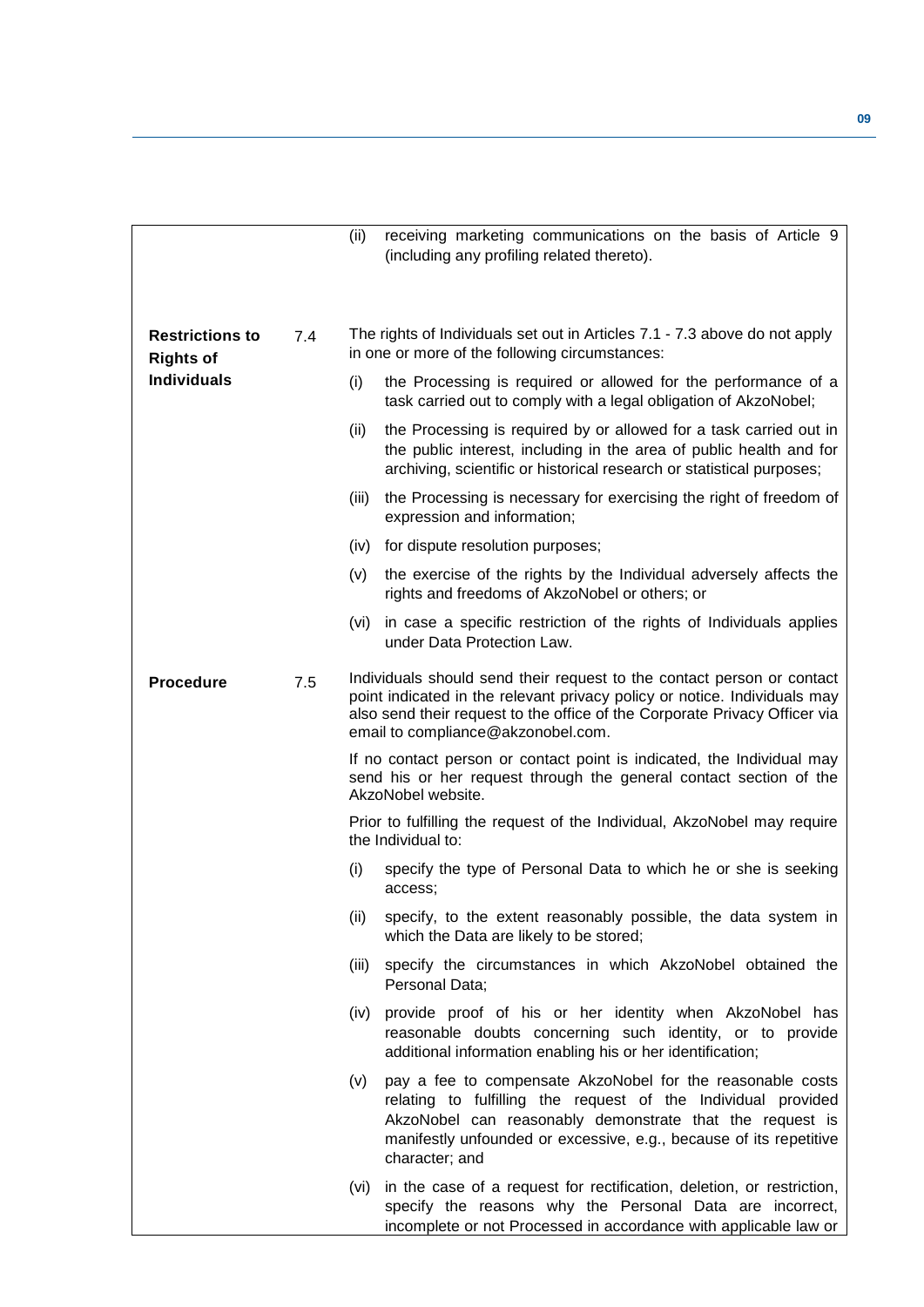(ii) receiving marketing communications on the basis of Article 9 (including any profiling related thereto).

**Restrictions to Rights of Individuals**

7.4 The rights of Individuals set out in Articles 7.1 - 7.3 above do not apply in one or more of the following circumstances:

(i) the Processing is required or allowed for the performance of a task carried out to comply with a legal obligation of AkzoNobel;

(ii) the Processing is required by or allowed for a task carried out in the public interest, including in the area of public health and for archiving, scientific or historical research or statistical purposes;

(iii) the Processing is necessary for exercising the right of freedom of expression and information;

(iv) for dispute resolution purposes;

(v) the exercise of the rights by the Individual adversely affects the rights and freedoms of AkzoNobel or others; or

(vi) in case a specific restriction of the rights of Individuals applies under Data Protection Law.

**Procedure**

7.5 Individuals should send their request to the contact person or contact point indicated in the relevant privacy policy or notice. Individuals may also send their request to the office of the Corporate Privacy Officer via email to compliance@akzonobel.com.

If no contact person or contact point is indicated, the Individual may send his or her request through the general contact section of the AkzoNobel website.

Prior to fulfilling the request of the Individual, AkzoNobel may require the Individual to:

(i) specify the type of Personal Data to which he or she is seeking access;

(ii) specify, to the extent reasonably possible, the data system in which the Data are likely to be stored;

(iii) specify the circumstances in which AkzoNobel obtained the Personal Data;

(iv) provide proof of his or her identity when AkzoNobel has reasonable doubts concerning such identity, or to provide additional information enabling his or her identification;

(v) pay a fee to compensate AkzoNobel for the reasonable costs relating to fulfilling the request of the Individual provided AkzoNobel can reasonably demonstrate that the request is manifestly unfounded or excessive, e.g., because of its repetitive character; and

(vi) in the case of a request for rectification, deletion, or restriction, specify the reasons why the Personal Data are incorrect, incomplete or not Processed in accordance with applicable law or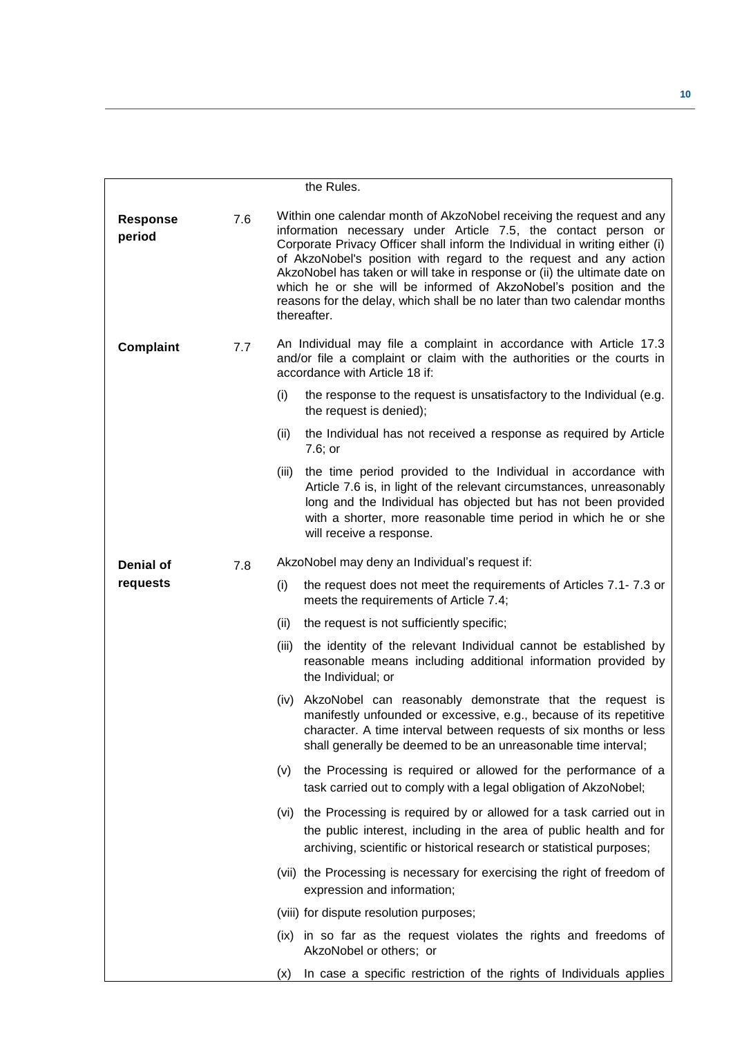the Rules.

**Response period** 7.6 Within one calendar month of AkzoNobel receiving the request and any information necessary under Article 7.5, the contact person or Corporate Privacy Officer shall inform the Individual in writing either (i) of AkzoNobel's position with regard to the request and any action AkzoNobel has taken or will take in response or (ii) the ultimate date on which he or she will be informed of AkzoNobel's position and the reasons for the delay, which shall be no later than two calendar months thereafter.

**Complaint** 7.7 An Individual may file a complaint in accordance with Article 17.3 and/or file a complaint or claim with the authorities or the courts in accordance with Article 18 if:

(i) the response to the request is unsatisfactory to the Individual (e.g. the request is denied);

(ii) the Individual has not received a response as required by Article 7.6; or

(iii) the time period provided to the Individual in accordance with Article 7.6 is, in light of the relevant circumstances, unreasonably long and the Individual has objected but has not been provided with a shorter, more reasonable time period in which he or she will receive a response.

**Denial of requests** 7.8 AkzoNobel may deny an Individual's request if:

(i) the request does not meet the requirements of Articles 7.1- 7.3 or meets the requirements of Article 7.4;

(ii) the request is not sufficiently specific;

(iii) the identity of the relevant Individual cannot be established by reasonable means including additional information provided by the Individual; or

(iv) AkzoNobel can reasonably demonstrate that the request is manifestly unfounded or excessive, e.g., because of its repetitive character. A time interval between requests of six months or less shall generally be deemed to be an unreasonable time interval;

(v) the Processing is required or allowed for the performance of a task carried out to comply with a legal obligation of AkzoNobel;

(vi) the Processing is required by or allowed for a task carried out in the public interest, including in the area of public health and for archiving, scientific or historical research or statistical purposes;

(vii) the Processing is necessary for exercising the right of freedom of expression and information;

(viii) for dispute resolution purposes;

(ix) in so far as the request violates the rights and freedoms of AkzoNobel or others; or

(x) In case a specific restriction of the rights of Individuals applies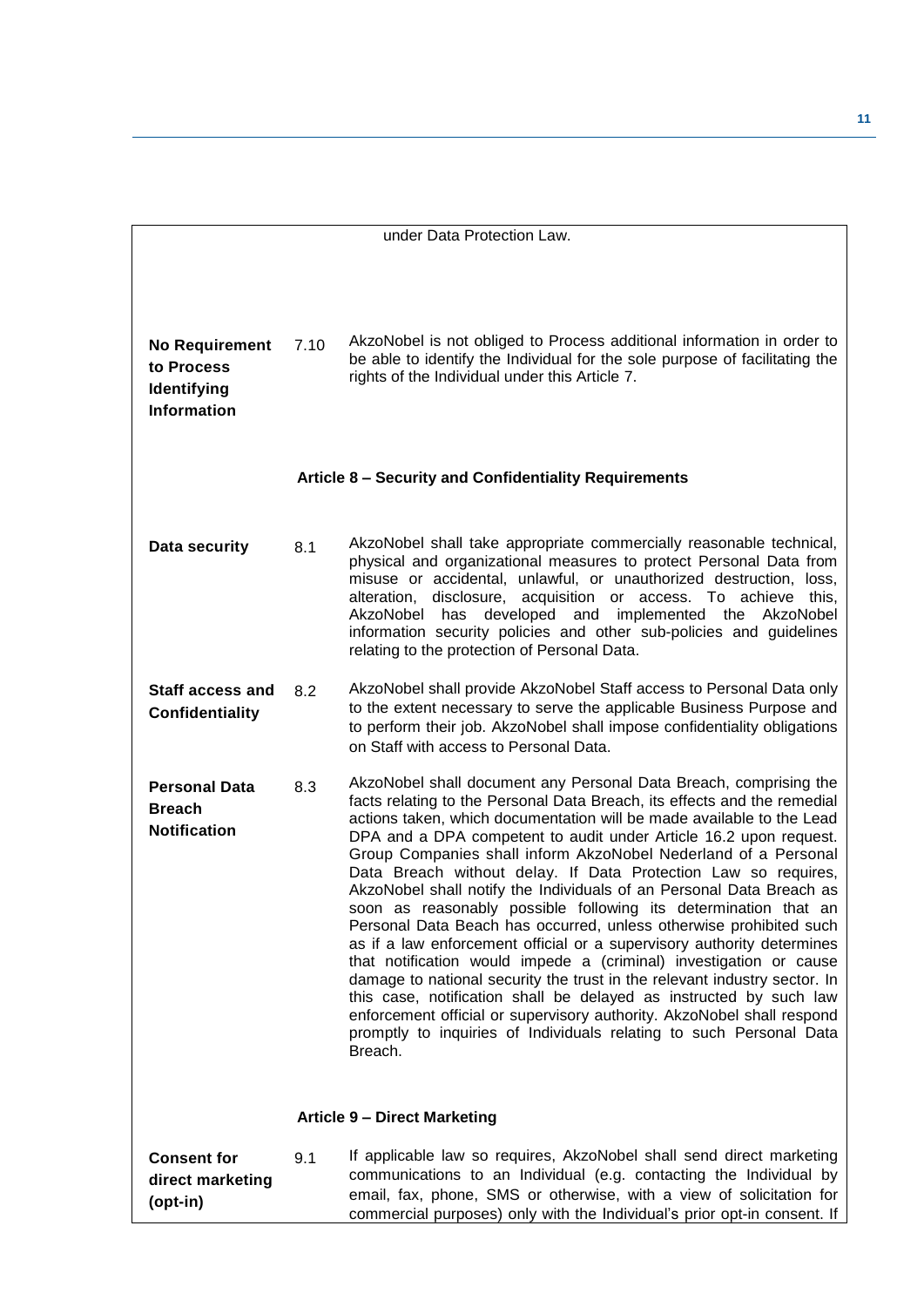under Data Protection Law.

| | | |
|---|---|---|
| **No Requirement to Process Identifying Information** | 7.10 | AkzoNobel is not obliged to Process additional information in order to be able to identify the Individual for the sole purpose of facilitating the rights of the Individual under this Article 7. |

### Article 8 – Security and Confidentiality Requirements

| | | |
|---|---|---|
| **Data security** | 8.1 | AkzoNobel shall take appropriate commercially reasonable technical, physical and organizational measures to protect Personal Data from misuse or accidental, unlawful, or unauthorized destruction, loss, alteration, disclosure, acquisition or access. To achieve this, AkzoNobel has developed and implemented the AkzoNobel information security policies and other sub-policies and guidelines relating to the protection of Personal Data. |
| **Staff access and Confidentiality** | 8.2 | AkzoNobel shall provide AkzoNobel Staff access to Personal Data only to the extent necessary to serve the applicable Business Purpose and to perform their job. AkzoNobel shall impose confidentiality obligations on Staff with access to Personal Data. |
| **Personal Data Breach Notification** | 8.3 | AkzoNobel shall document any Personal Data Breach, comprising the facts relating to the Personal Data Breach, its effects and the remedial actions taken, which documentation will be made available to the Lead DPA and a DPA competent to audit under Article 16.2 upon request. Group Companies shall inform AkzoNobel Nederland of a Personal Data Breach without delay. If Data Protection Law so requires, AkzoNobel shall notify the Individuals of an Personal Data Breach as soon as reasonably possible following its determination that an Personal Data Beach has occurred, unless otherwise prohibited such as if a law enforcement official or a supervisory authority determines that notification would impede a (criminal) investigation or cause damage to national security the trust in the relevant industry sector. In this case, notification shall be delayed as instructed by such law enforcement official or supervisory authority. AkzoNobel shall respond promptly to inquiries of Individuals relating to such Personal Data Breach. |

### Article 9 – Direct Marketing

| | | |
|---|---|---|
| **Consent for direct marketing (opt-in)** | 9.1 | If applicable law so requires, AkzoNobel shall send direct marketing communications to an Individual (e.g. contacting the Individual by email, fax, phone, SMS or otherwise, with a view of solicitation for commercial purposes) only with the Individual's prior opt-in consent. If |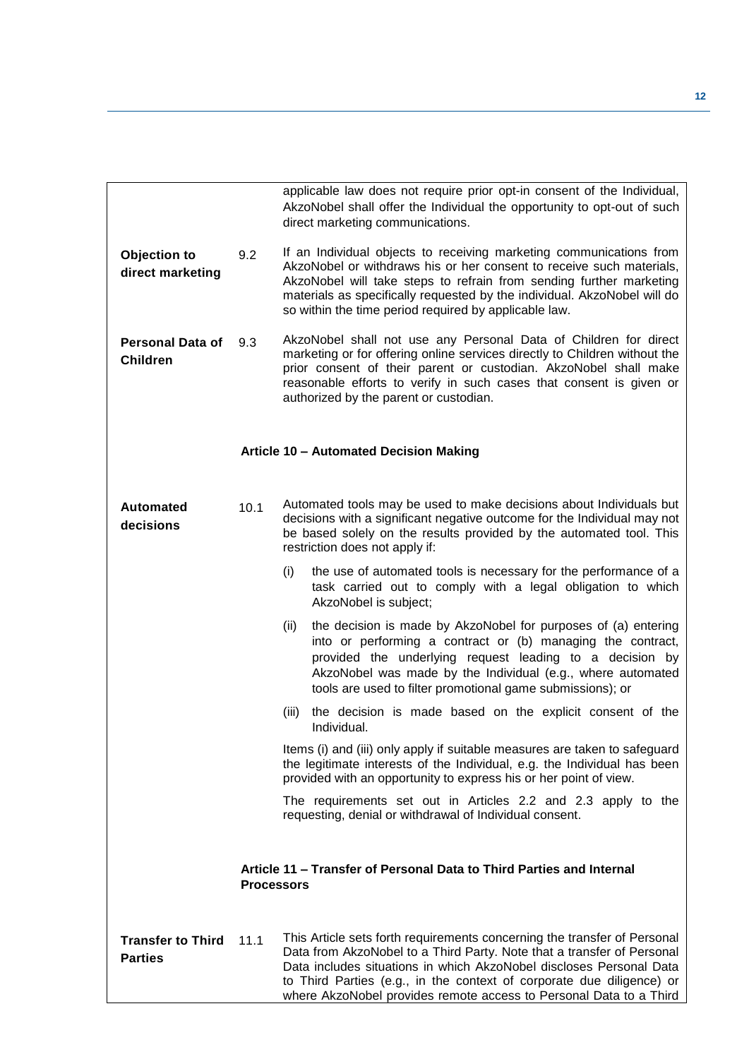applicable law does not require prior opt-in consent of the Individual, AkzoNobel shall offer the Individual the opportunity to opt-out of such direct marketing communications.

**Objection to direct marketing**

9.2 If an Individual objects to receiving marketing communications from AkzoNobel or withdraws his or her consent to receive such materials, AkzoNobel will take steps to refrain from sending further marketing materials as specifically requested by the individual. AkzoNobel will do so within the time period required by applicable law.

**Personal Data of Children**

9.3 AkzoNobel shall not use any Personal Data of Children for direct marketing or for offering online services directly to Children without the prior consent of their parent or custodian. AkzoNobel shall make reasonable efforts to verify in such cases that consent is given or authorized by the parent or custodian.

## Article 10 – Automated Decision Making

**Automated decisions**

10.1 Automated tools may be used to make decisions about Individuals but decisions with a significant negative outcome for the Individual may not be based solely on the results provided by the automated tool. This restriction does not apply if:

(i) the use of automated tools is necessary for the performance of a task carried out to comply with a legal obligation to which AkzoNobel is subject;

(ii) the decision is made by AkzoNobel for purposes of (a) entering into or performing a contract or (b) managing the contract, provided the underlying request leading to a decision by AkzoNobel was made by the Individual (e.g., where automated tools are used to filter promotional game submissions); or

(iii) the decision is made based on the explicit consent of the Individual.

Items (i) and (iii) only apply if suitable measures are taken to safeguard the legitimate interests of the Individual, e.g. the Individual has been provided with an opportunity to express his or her point of view.

The requirements set out in Articles 2.2 and 2.3 apply to the requesting, denial or withdrawal of Individual consent.

## Article 11 – Transfer of Personal Data to Third Parties and Internal Processors

**Transfer to Third Parties**

11.1 This Article sets forth requirements concerning the transfer of Personal Data from AkzoNobel to a Third Party. Note that a transfer of Personal Data includes situations in which AkzoNobel discloses Personal Data to Third Parties (e.g., in the context of corporate due diligence) or where AkzoNobel provides remote access to Personal Data to a Third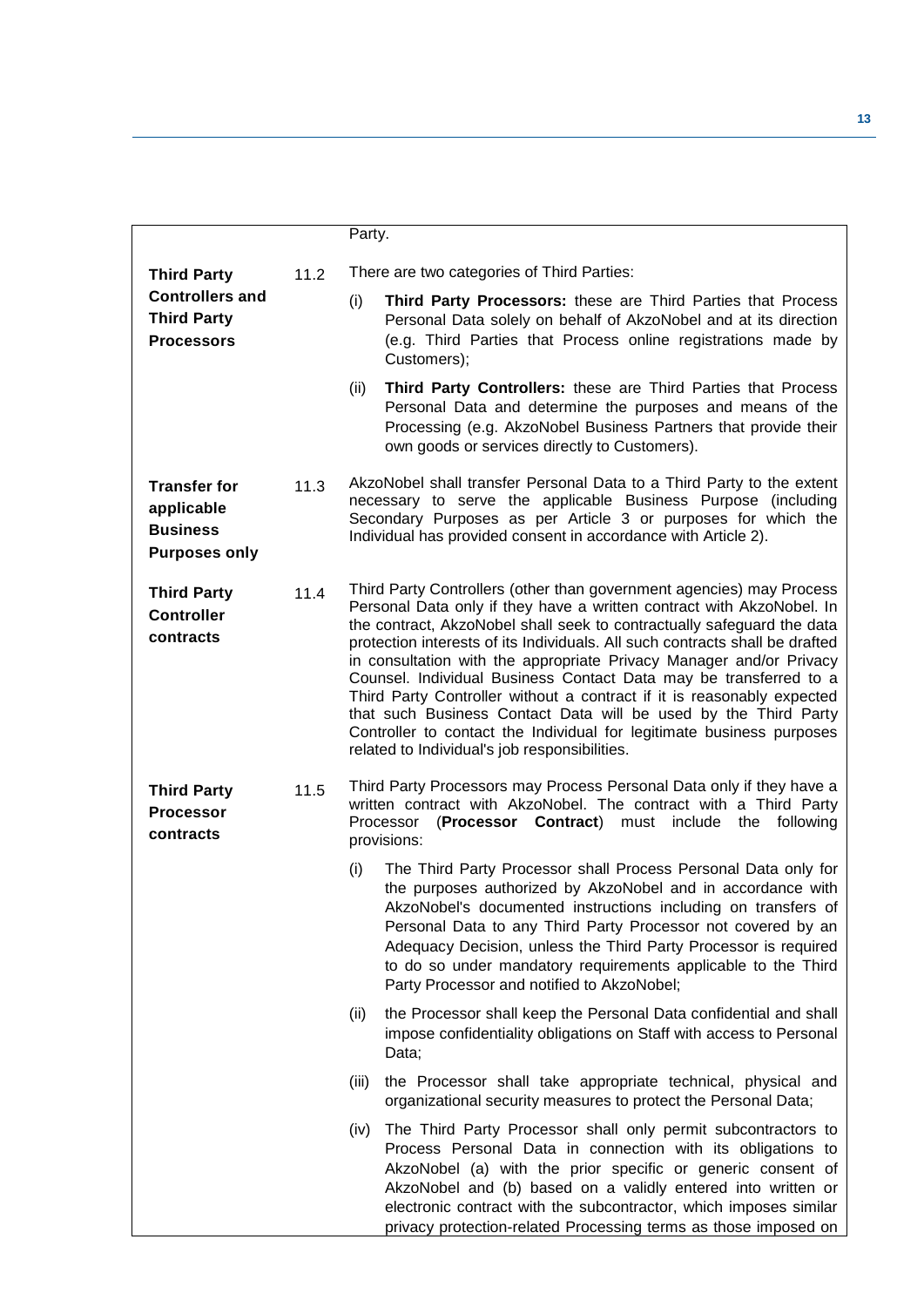Party.

**Third Party Controllers and Third Party Processors**

11.2 There are two categories of Third Parties:

(i) **Third Party Processors:** these are Third Parties that Process Personal Data solely on behalf of AkzoNobel and at its direction (e.g. Third Parties that Process online registrations made by Customers);

(ii) **Third Party Controllers:** these are Third Parties that Process Personal Data and determine the purposes and means of the Processing (e.g. AkzoNobel Business Partners that provide their own goods or services directly to Customers).

**Transfer for applicable Business Purposes only**

11.3 AkzoNobel shall transfer Personal Data to a Third Party to the extent necessary to serve the applicable Business Purpose (including Secondary Purposes as per Article 3 or purposes for which the Individual has provided consent in accordance with Article 2).

**Third Party Controller contracts**

11.4 Third Party Controllers (other than government agencies) may Process Personal Data only if they have a written contract with AkzoNobel. In the contract, AkzoNobel shall seek to contractually safeguard the data protection interests of its Individuals. All such contracts shall be drafted in consultation with the appropriate Privacy Manager and/or Privacy Counsel. Individual Business Contact Data may be transferred to a Third Party Controller without a contract if it is reasonably expected that such Business Contact Data will be used by the Third Party Controller to contact the Individual for legitimate business purposes related to Individual's job responsibilities.

**Third Party Processor contracts**

11.5 Third Party Processors may Process Personal Data only if they have a written contract with AkzoNobel. The contract with a Third Party Processor (**Processor Contract**) must include the following provisions:

(i) The Third Party Processor shall Process Personal Data only for the purposes authorized by AkzoNobel and in accordance with AkzoNobel's documented instructions including on transfers of Personal Data to any Third Party Processor not covered by an Adequacy Decision, unless the Third Party Processor is required to do so under mandatory requirements applicable to the Third Party Processor and notified to AkzoNobel;

(ii) the Processor shall keep the Personal Data confidential and shall impose confidentiality obligations on Staff with access to Personal Data;

(iii) the Processor shall take appropriate technical, physical and organizational security measures to protect the Personal Data;

(iv) The Third Party Processor shall only permit subcontractors to Process Personal Data in connection with its obligations to AkzoNobel (a) with the prior specific or generic consent of AkzoNobel and (b) based on a validly entered into written or electronic contract with the subcontractor, which imposes similar privacy protection-related Processing terms as those imposed on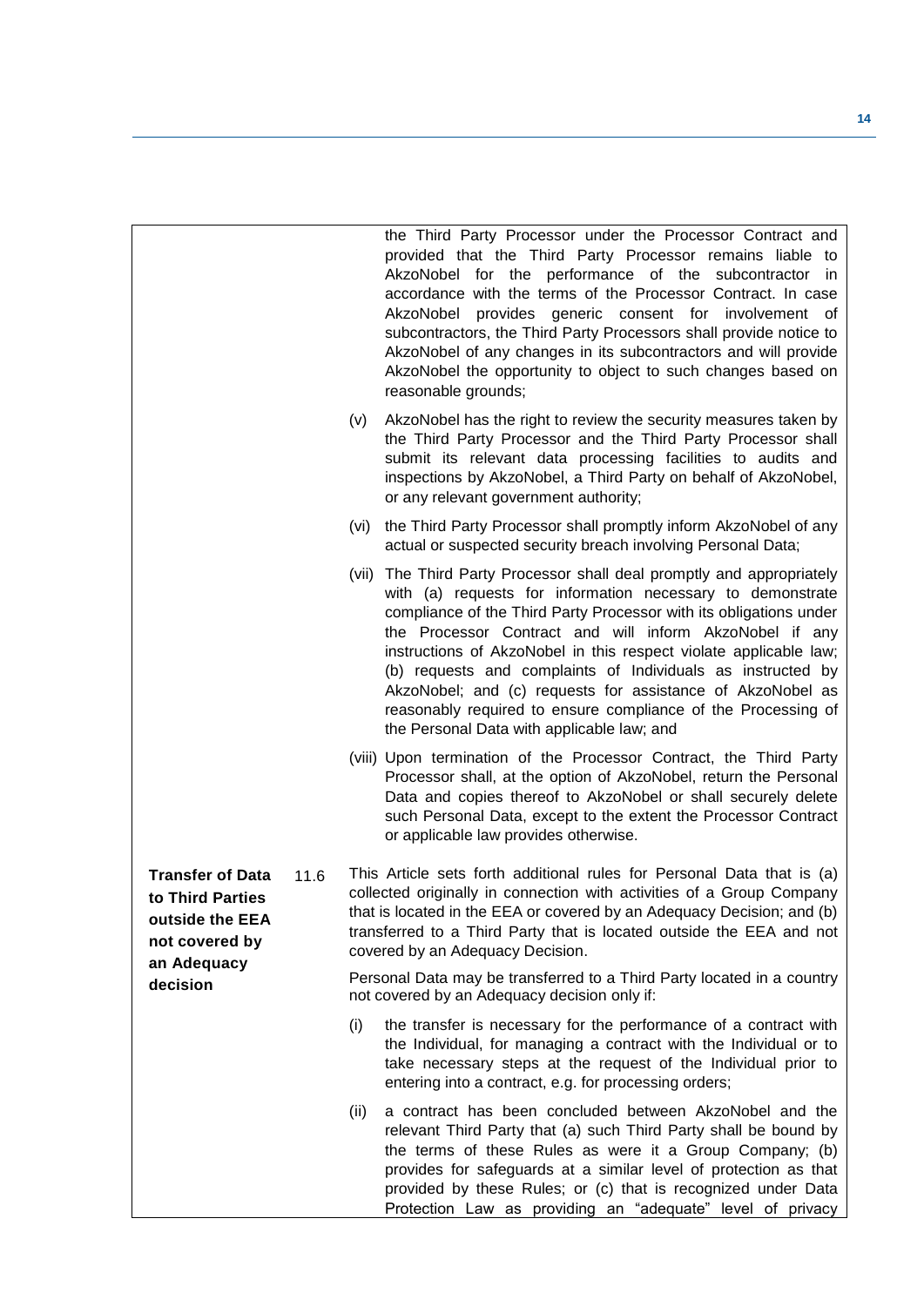the Third Party Processor under the Processor Contract and provided that the Third Party Processor remains liable to AkzoNobel for the performance of the subcontractor in accordance with the terms of the Processor Contract. In case AkzoNobel provides generic consent for involvement of subcontractors, the Third Party Processors shall provide notice to AkzoNobel of any changes in its subcontractors and will provide AkzoNobel the opportunity to object to such changes based on reasonable grounds;

(v) AkzoNobel has the right to review the security measures taken by the Third Party Processor and the Third Party Processor shall submit its relevant data processing facilities to audits and inspections by AkzoNobel, a Third Party on behalf of AkzoNobel, or any relevant government authority;

(vi) the Third Party Processor shall promptly inform AkzoNobel of any actual or suspected security breach involving Personal Data;

(vii) The Third Party Processor shall deal promptly and appropriately with (a) requests for information necessary to demonstrate compliance of the Third Party Processor with its obligations under the Processor Contract and will inform AkzoNobel if any instructions of AkzoNobel in this respect violate applicable law; (b) requests and complaints of Individuals as instructed by AkzoNobel; and (c) requests for assistance of AkzoNobel as reasonably required to ensure compliance of the Processing of the Personal Data with applicable law; and

(viii) Upon termination of the Processor Contract, the Third Party Processor shall, at the option of AkzoNobel, return the Personal Data and copies thereof to AkzoNobel or shall securely delete such Personal Data, except to the extent the Processor Contract or applicable law provides otherwise.

**Transfer of Data to Third Parties outside the EEA not covered by an Adequacy decision**

11.6 This Article sets forth additional rules for Personal Data that is (a) collected originally in connection with activities of a Group Company that is located in the EEA or covered by an Adequacy Decision; and (b) transferred to a Third Party that is located outside the EEA and not covered by an Adequacy Decision.

Personal Data may be transferred to a Third Party located in a country not covered by an Adequacy decision only if:

(i) the transfer is necessary for the performance of a contract with the Individual, for managing a contract with the Individual or to take necessary steps at the request of the Individual prior to entering into a contract, e.g. for processing orders;

(ii) a contract has been concluded between AkzoNobel and the relevant Third Party that (a) such Third Party shall be bound by the terms of these Rules as were it a Group Company; (b) provides for safeguards at a similar level of protection as that provided by these Rules; or (c) that is recognized under Data Protection Law as providing an "adequate" level of privacy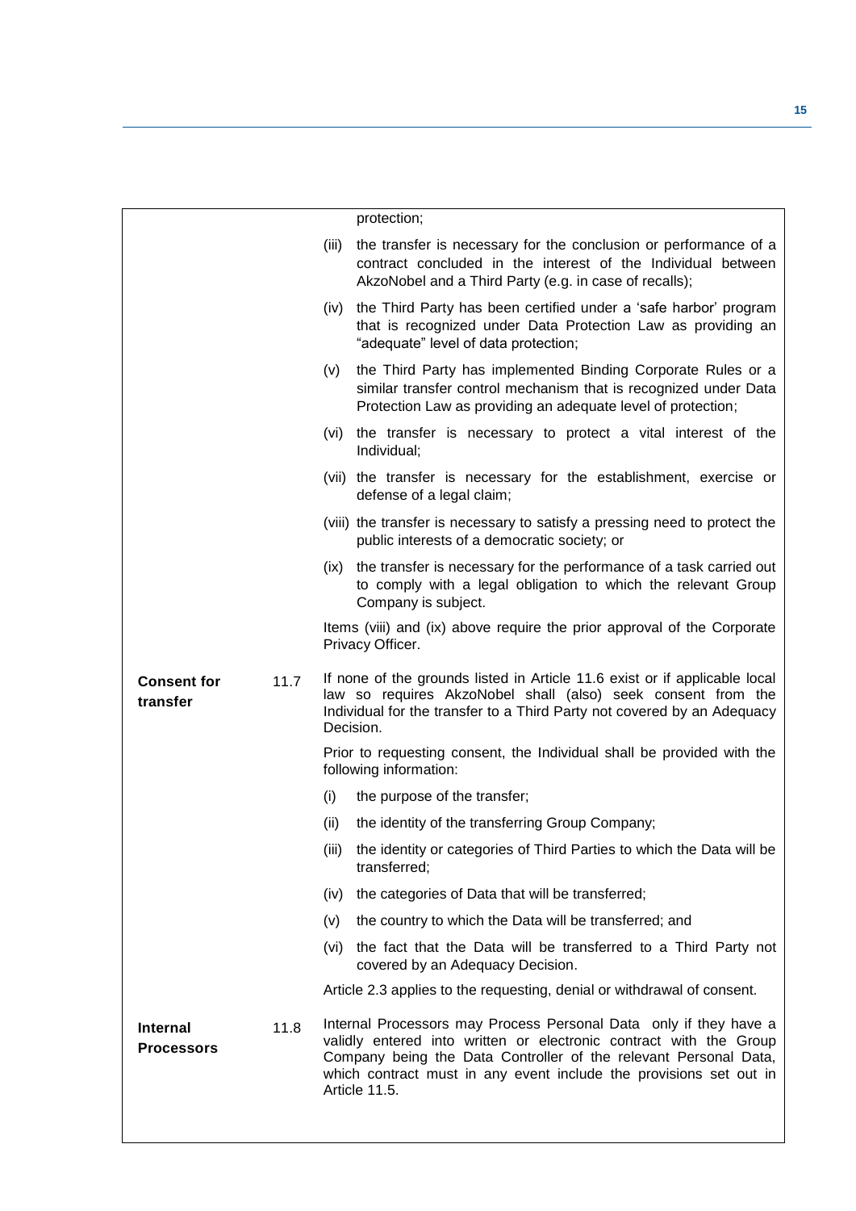protection;

(iii) the transfer is necessary for the conclusion or performance of a contract concluded in the interest of the Individual between AkzoNobel and a Third Party (e.g. in case of recalls);

(iv) the Third Party has been certified under a 'safe harbor' program that is recognized under Data Protection Law as providing an "adequate" level of data protection;

(v) the Third Party has implemented Binding Corporate Rules or a similar transfer control mechanism that is recognized under Data Protection Law as providing an adequate level of protection;

(vi) the transfer is necessary to protect a vital interest of the Individual;

(vii) the transfer is necessary for the establishment, exercise or defense of a legal claim;

(viii) the transfer is necessary to satisfy a pressing need to protect the public interests of a democratic society; or

(ix) the transfer is necessary for the performance of a task carried out to comply with a legal obligation to which the relevant Group Company is subject.

Items (viii) and (ix) above require the prior approval of the Corporate Privacy Officer.

**Consent for transfer**

11.7 If none of the grounds listed in Article 11.6 exist or if applicable local law so requires AkzoNobel shall (also) seek consent from the Individual for the transfer to a Third Party not covered by an Adequacy Decision.

Prior to requesting consent, the Individual shall be provided with the following information:

(i) the purpose of the transfer;

(ii) the identity of the transferring Group Company;

(iii) the identity or categories of Third Parties to which the Data will be transferred;

(iv) the categories of Data that will be transferred;

(v) the country to which the Data will be transferred; and

(vi) the fact that the Data will be transferred to a Third Party not covered by an Adequacy Decision.

Article 2.3 applies to the requesting, denial or withdrawal of consent.

**Internal Processors**

11.8 Internal Processors may Process Personal Data only if they have a validly entered into written or electronic contract with the Group Company being the Data Controller of the relevant Personal Data, which contract must in any event include the provisions set out in Article 11.5.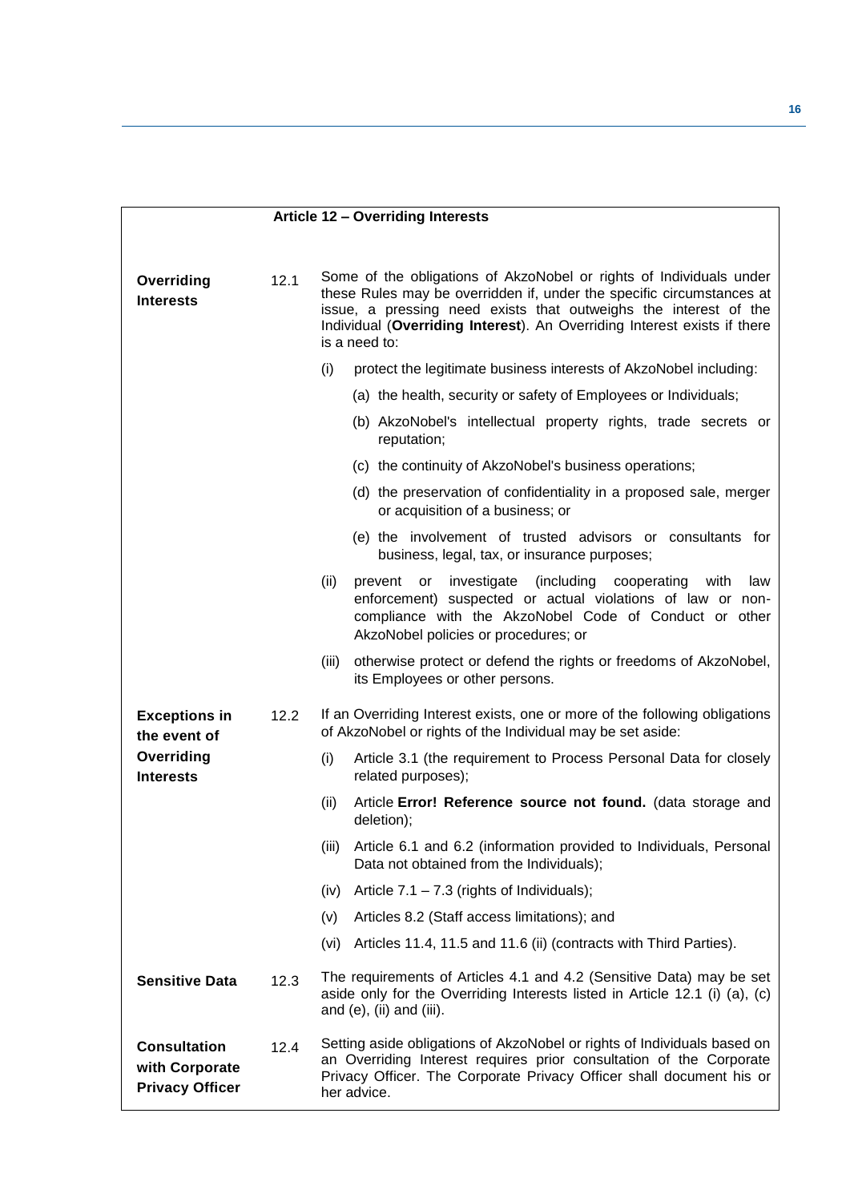## Article 12 – Overriding Interests

**Overriding Interests**

12.1 Some of the obligations of AkzoNobel or rights of Individuals under these Rules may be overridden if, under the specific circumstances at issue, a pressing need exists that outweighs the interest of the Individual (**Overriding Interest**). An Overriding Interest exists if there is a need to:

(i) protect the legitimate business interests of AkzoNobel including:

(a) the health, security or safety of Employees or Individuals;

(b) AkzoNobel's intellectual property rights, trade secrets or reputation;

(c) the continuity of AkzoNobel's business operations;

(d) the preservation of confidentiality in a proposed sale, merger or acquisition of a business; or

(e) the involvement of trusted advisors or consultants for business, legal, tax, or insurance purposes;

(ii) prevent or investigate (including cooperating with law enforcement) suspected or actual violations of law or non-compliance with the AkzoNobel Code of Conduct or other AkzoNobel policies or procedures; or

(iii) otherwise protect or defend the rights or freedoms of AkzoNobel, its Employees or other persons.

**Exceptions in the event of Overriding Interests**

12.2 If an Overriding Interest exists, one or more of the following obligations of AkzoNobel or rights of the Individual may be set aside:

(i) Article 3.1 (the requirement to Process Personal Data for closely related purposes);

(ii) Article **Error! Reference source not found.** (data storage and deletion);

(iii) Article 6.1 and 6.2 (information provided to Individuals, Personal Data not obtained from the Individuals);

(iv) Article 7.1 – 7.3 (rights of Individuals);

(v) Articles 8.2 (Staff access limitations); and

(vi) Articles 11.4, 11.5 and 11.6 (ii) (contracts with Third Parties).

**Sensitive Data**

12.3 The requirements of Articles 4.1 and 4.2 (Sensitive Data) may be set aside only for the Overriding Interests listed in Article 12.1 (i) (a), (c) and (e), (ii) and (iii).

**Consultation with Corporate Privacy Officer**

12.4 Setting aside obligations of AkzoNobel or rights of Individuals based on an Overriding Interest requires prior consultation of the Corporate Privacy Officer. The Corporate Privacy Officer shall document his or her advice.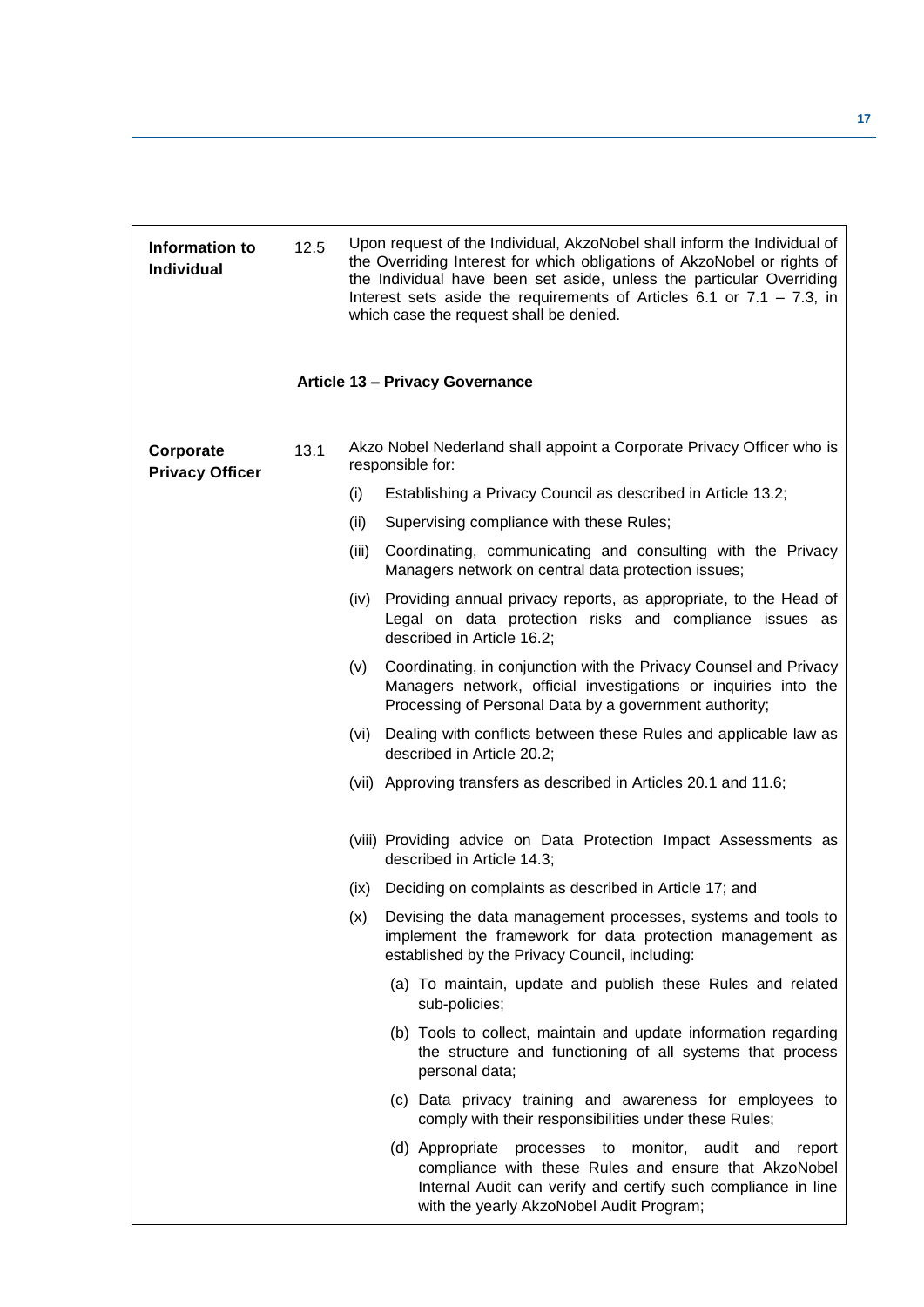**Information to Individual**

12.5 Upon request of the Individual, AkzoNobel shall inform the Individual of the Overriding Interest for which obligations of AkzoNobel or rights of the Individual have been set aside, unless the particular Overriding Interest sets aside the requirements of Articles 6.1 or 7.1 – 7.3, in which case the request shall be denied.

## Article 13 – Privacy Governance

**Corporate Privacy Officer**

13.1 Akzo Nobel Nederland shall appoint a Corporate Privacy Officer who is responsible for:

(i) Establishing a Privacy Council as described in Article 13.2;

(ii) Supervising compliance with these Rules;

(iii) Coordinating, communicating and consulting with the Privacy Managers network on central data protection issues;

(iv) Providing annual privacy reports, as appropriate, to the Head of Legal on data protection risks and compliance issues as described in Article 16.2;

(v) Coordinating, in conjunction with the Privacy Counsel and Privacy Managers network, official investigations or inquiries into the Processing of Personal Data by a government authority;

(vi) Dealing with conflicts between these Rules and applicable law as described in Article 20.2;

(vii) Approving transfers as described in Articles 20.1 and 11.6;

(viii) Providing advice on Data Protection Impact Assessments as described in Article 14.3;

(ix) Deciding on complaints as described in Article 17; and

(x) Devising the data management processes, systems and tools to implement the framework for data protection management as established by the Privacy Council, including:

(a) To maintain, update and publish these Rules and related sub-policies;

(b) Tools to collect, maintain and update information regarding the structure and functioning of all systems that process personal data;

(c) Data privacy training and awareness for employees to comply with their responsibilities under these Rules;

(d) Appropriate processes to monitor, audit and report compliance with these Rules and ensure that AkzoNobel Internal Audit can verify and certify such compliance in line with the yearly AkzoNobel Audit Program;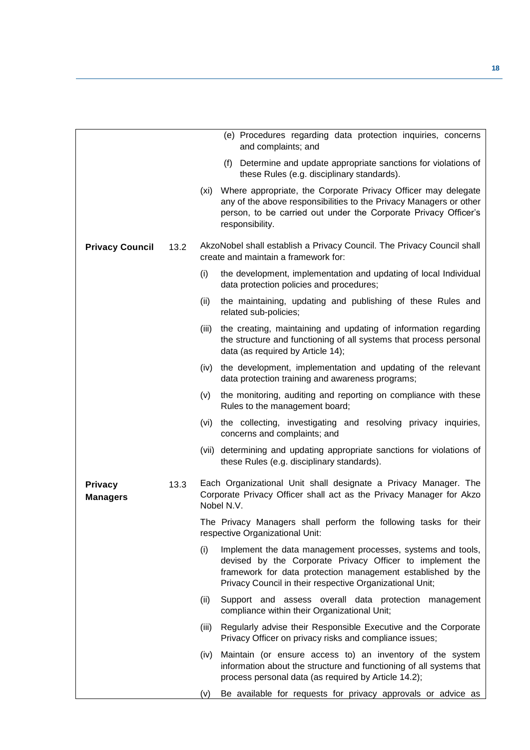(e) Procedures regarding data protection inquiries, concerns and complaints; and

(f) Determine and update appropriate sanctions for violations of these Rules (e.g. disciplinary standards).

(xi) Where appropriate, the Corporate Privacy Officer may delegate any of the above responsibilities to the Privacy Managers or other person, to be carried out under the Corporate Privacy Officer's responsibility.

**Privacy Council**

13.2 AkzoNobel shall establish a Privacy Council. The Privacy Council shall create and maintain a framework for:

(i) the development, implementation and updating of local Individual data protection policies and procedures;

(ii) the maintaining, updating and publishing of these Rules and related sub-policies;

(iii) the creating, maintaining and updating of information regarding the structure and functioning of all systems that process personal data (as required by Article 14);

(iv) the development, implementation and updating of the relevant data protection training and awareness programs;

(v) the monitoring, auditing and reporting on compliance with these Rules to the management board;

(vi) the collecting, investigating and resolving privacy inquiries, concerns and complaints; and

(vii) determining and updating appropriate sanctions for violations of these Rules (e.g. disciplinary standards).

**Privacy Managers**

13.3 Each Organizational Unit shall designate a Privacy Manager. The Corporate Privacy Officer shall act as the Privacy Manager for Akzo Nobel N.V.

The Privacy Managers shall perform the following tasks for their respective Organizational Unit:

(i) Implement the data management processes, systems and tools, devised by the Corporate Privacy Officer to implement the framework for data protection management established by the Privacy Council in their respective Organizational Unit;

(ii) Support and assess overall data protection management compliance within their Organizational Unit;

(iii) Regularly advise their Responsible Executive and the Corporate Privacy Officer on privacy risks and compliance issues;

(iv) Maintain (or ensure access to) an inventory of the system information about the structure and functioning of all systems that process personal data (as required by Article 14.2);

(v) Be available for requests for privacy approvals or advice as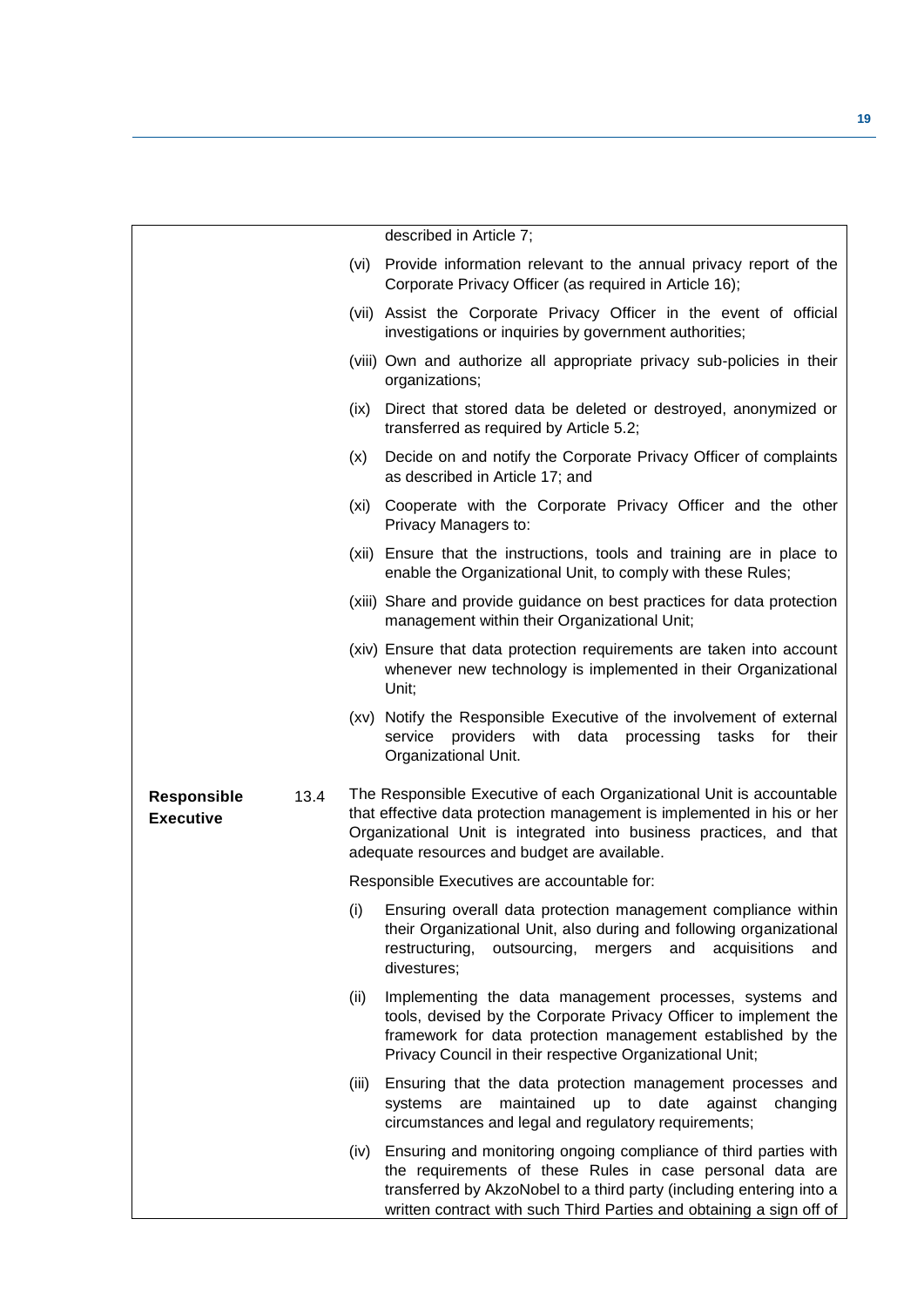described in Article 7;

(vi) Provide information relevant to the annual privacy report of the Corporate Privacy Officer (as required in Article 16);

(vii) Assist the Corporate Privacy Officer in the event of official investigations or inquiries by government authorities;

(viii) Own and authorize all appropriate privacy sub-policies in their organizations;

(ix) Direct that stored data be deleted or destroyed, anonymized or transferred as required by Article 5.2;

(x) Decide on and notify the Corporate Privacy Officer of complaints as described in Article 17; and

(xi) Cooperate with the Corporate Privacy Officer and the other Privacy Managers to:

(xii) Ensure that the instructions, tools and training are in place to enable the Organizational Unit, to comply with these Rules;

(xiii) Share and provide guidance on best practices for data protection management within their Organizational Unit;

(xiv) Ensure that data protection requirements are taken into account whenever new technology is implemented in their Organizational Unit;

(xv) Notify the Responsible Executive of the involvement of external service providers with data processing tasks for their Organizational Unit.

**Responsible Executive**

13.4 The Responsible Executive of each Organizational Unit is accountable that effective data protection management is implemented in his or her Organizational Unit is integrated into business practices, and that adequate resources and budget are available.

Responsible Executives are accountable for:

(i) Ensuring overall data protection management compliance within their Organizational Unit, also during and following organizational restructuring, outsourcing, mergers and acquisitions and divestures;

(ii) Implementing the data management processes, systems and tools, devised by the Corporate Privacy Officer to implement the framework for data protection management established by the Privacy Council in their respective Organizational Unit;

(iii) Ensuring that the data protection management processes and systems are maintained up to date against changing circumstances and legal and regulatory requirements;

(iv) Ensuring and monitoring ongoing compliance of third parties with the requirements of these Rules in case personal data are transferred by AkzoNobel to a third party (including entering into a written contract with such Third Parties and obtaining a sign off of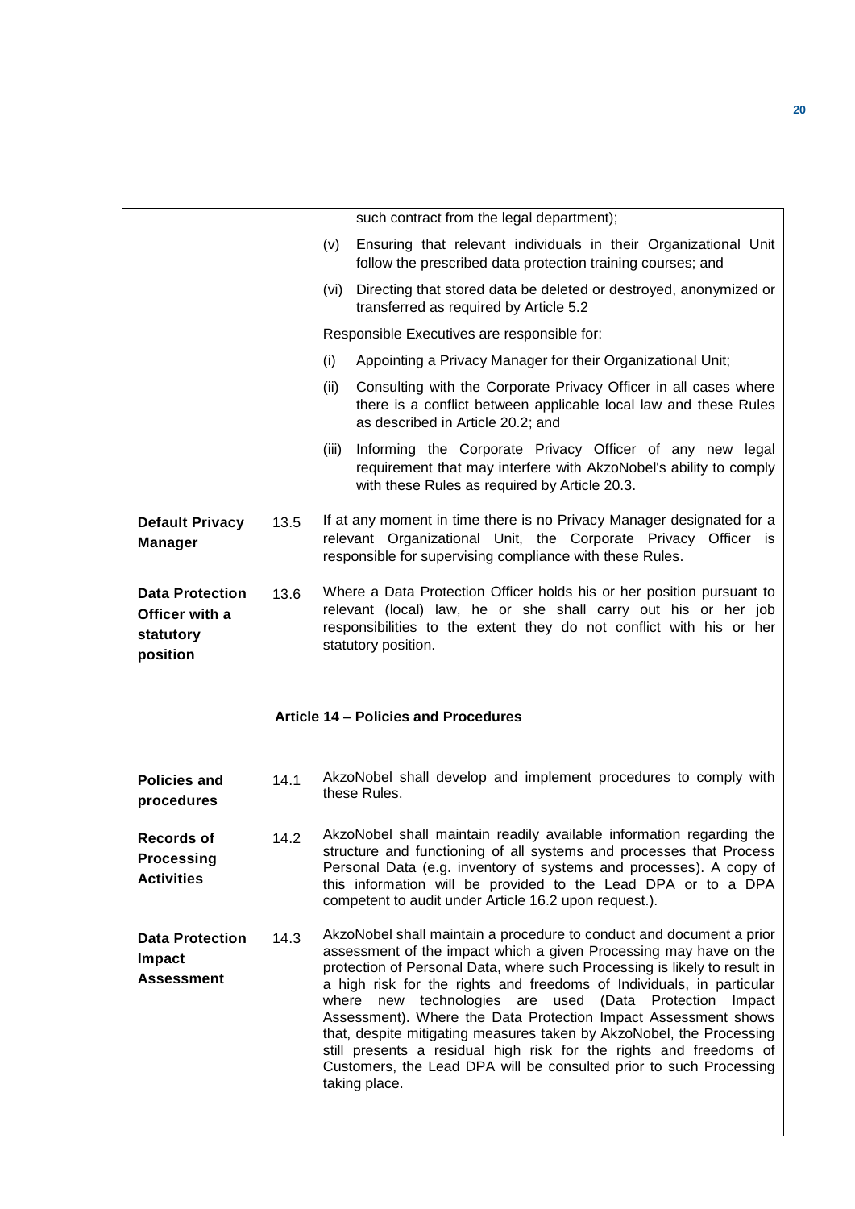such contract from the legal department);

(v) Ensuring that relevant individuals in their Organizational Unit follow the prescribed data protection training courses; and

(vi) Directing that stored data be deleted or destroyed, anonymized or transferred as required by Article 5.2

Responsible Executives are responsible for:

(i) Appointing a Privacy Manager for their Organizational Unit;

(ii) Consulting with the Corporate Privacy Officer in all cases where there is a conflict between applicable local law and these Rules as described in Article 20.2; and

(iii) Informing the Corporate Privacy Officer of any new legal requirement that may interfere with AkzoNobel's ability to comply with these Rules as required by Article 20.3.

**Default Privacy Manager**

13.5 If at any moment in time there is no Privacy Manager designated for a relevant Organizational Unit, the Corporate Privacy Officer is responsible for supervising compliance with these Rules.

**Data Protection Officer with a statutory position**

13.6 Where a Data Protection Officer holds his or her position pursuant to relevant (local) law, he or she shall carry out his or her job responsibilities to the extent they do not conflict with his or her statutory position.

## Article 14 – Policies and Procedures

**Policies and procedures**

14.1 AkzoNobel shall develop and implement procedures to comply with these Rules.

**Records of Processing Activities**

14.2 AkzoNobel shall maintain readily available information regarding the structure and functioning of all systems and processes that Process Personal Data (e.g. inventory of systems and processes). A copy of this information will be provided to the Lead DPA or to a DPA competent to audit under Article 16.2 upon request.).

**Data Protection Impact Assessment**

14.3 AkzoNobel shall maintain a procedure to conduct and document a prior assessment of the impact which a given Processing may have on the protection of Personal Data, where such Processing is likely to result in a high risk for the rights and freedoms of Individuals, in particular where new technologies are used (Data Protection Impact Assessment). Where the Data Protection Impact Assessment shows that, despite mitigating measures taken by AkzoNobel, the Processing still presents a residual high risk for the rights and freedoms of Customers, the Lead DPA will be consulted prior to such Processing taking place.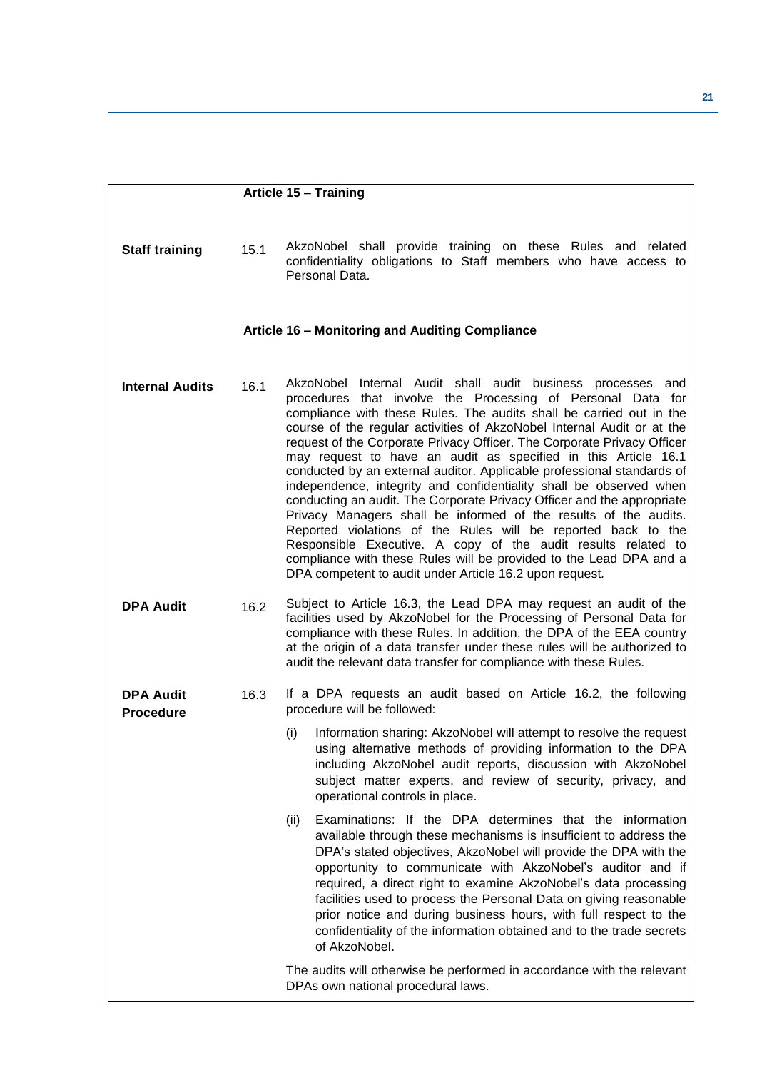## Article 15 – Training

**Staff training** 15.1 AkzoNobel shall provide training on these Rules and related confidentiality obligations to Staff members who have access to Personal Data.

## Article 16 – Monitoring and Auditing Compliance

**Internal Audits** 16.1 AkzoNobel Internal Audit shall audit business processes and procedures that involve the Processing of Personal Data for compliance with these Rules. The audits shall be carried out in the course of the regular activities of AkzoNobel Internal Audit or at the request of the Corporate Privacy Officer. The Corporate Privacy Officer may request to have an audit as specified in this Article 16.1 conducted by an external auditor. Applicable professional standards of independence, integrity and confidentiality shall be observed when conducting an audit. The Corporate Privacy Officer and the appropriate Privacy Managers shall be informed of the results of the audits. Reported violations of the Rules will be reported back to the Responsible Executive. A copy of the audit results related to compliance with these Rules will be provided to the Lead DPA and a DPA competent to audit under Article 16.2 upon request.

**DPA Audit** 16.2 Subject to Article 16.3, the Lead DPA may request an audit of the facilities used by AkzoNobel for the Processing of Personal Data for compliance with these Rules. In addition, the DPA of the EEA country at the origin of a data transfer under these rules will be authorized to audit the relevant data transfer for compliance with these Rules.

**DPA Audit Procedure** 16.3 If a DPA requests an audit based on Article 16.2, the following procedure will be followed:

(i) Information sharing: AkzoNobel will attempt to resolve the request using alternative methods of providing information to the DPA including AkzoNobel audit reports, discussion with AkzoNobel subject matter experts, and review of security, privacy, and operational controls in place.

(ii) Examinations: If the DPA determines that the information available through these mechanisms is insufficient to address the DPA's stated objectives, AkzoNobel will provide the DPA with the opportunity to communicate with AkzoNobel's auditor and if required, a direct right to examine AkzoNobel's data processing facilities used to process the Personal Data on giving reasonable prior notice and during business hours, with full respect to the confidentiality of the information obtained and to the trade secrets of AkzoNobel**.**

The audits will otherwise be performed in accordance with the relevant DPAs own national procedural laws.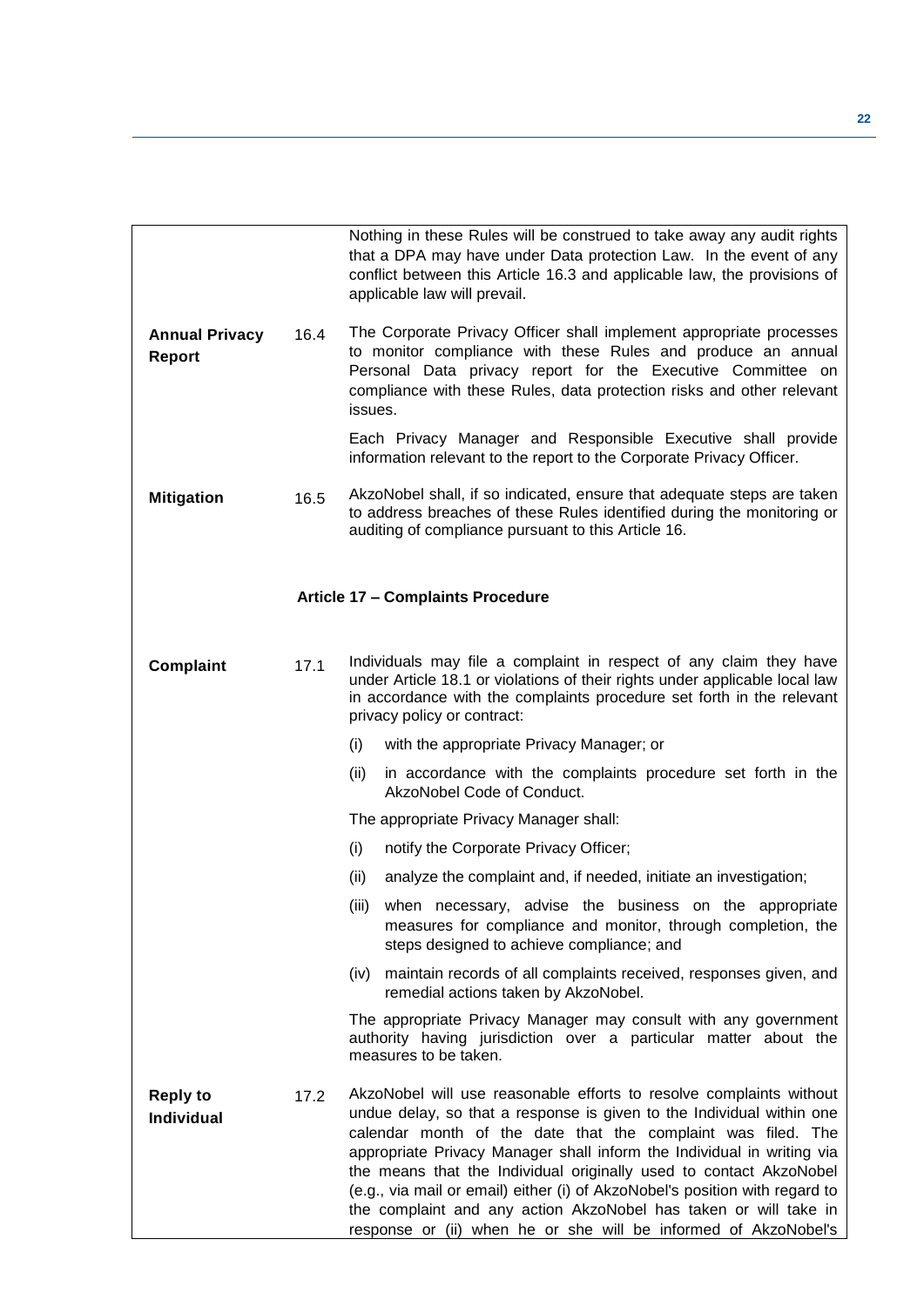Nothing in these Rules will be construed to take away any audit rights that a DPA may have under Data protection Law. In the event of any conflict between this Article 16.3 and applicable law, the provisions of applicable law will prevail.

**Annual Privacy Report** 16.4 The Corporate Privacy Officer shall implement appropriate processes to monitor compliance with these Rules and produce an annual Personal Data privacy report for the Executive Committee on compliance with these Rules, data protection risks and other relevant issues.

Each Privacy Manager and Responsible Executive shall provide information relevant to the report to the Corporate Privacy Officer.

**Mitigation** 16.5 AkzoNobel shall, if so indicated, ensure that adequate steps are taken to address breaches of these Rules identified during the monitoring or auditing of compliance pursuant to this Article 16.

## Article 17 – Complaints Procedure

**Complaint** 17.1 Individuals may file a complaint in respect of any claim they have under Article 18.1 or violations of their rights under applicable local law in accordance with the complaints procedure set forth in the relevant privacy policy or contract:

(i) with the appropriate Privacy Manager; or

(ii) in accordance with the complaints procedure set forth in the AkzoNobel Code of Conduct.

The appropriate Privacy Manager shall:

(i) notify the Corporate Privacy Officer;

(ii) analyze the complaint and, if needed, initiate an investigation;

(iii) when necessary, advise the business on the appropriate measures for compliance and monitor, through completion, the steps designed to achieve compliance; and

(iv) maintain records of all complaints received, responses given, and remedial actions taken by AkzoNobel.

The appropriate Privacy Manager may consult with any government authority having jurisdiction over a particular matter about the measures to be taken.

**Reply to Individual** 17.2 AkzoNobel will use reasonable efforts to resolve complaints without undue delay, so that a response is given to the Individual within one calendar month of the date that the complaint was filed. The appropriate Privacy Manager shall inform the Individual in writing via the means that the Individual originally used to contact AkzoNobel (e.g., via mail or email) either (i) of AkzoNobel's position with regard to the complaint and any action AkzoNobel has taken or will take in response or (ii) when he or she will be informed of AkzoNobel's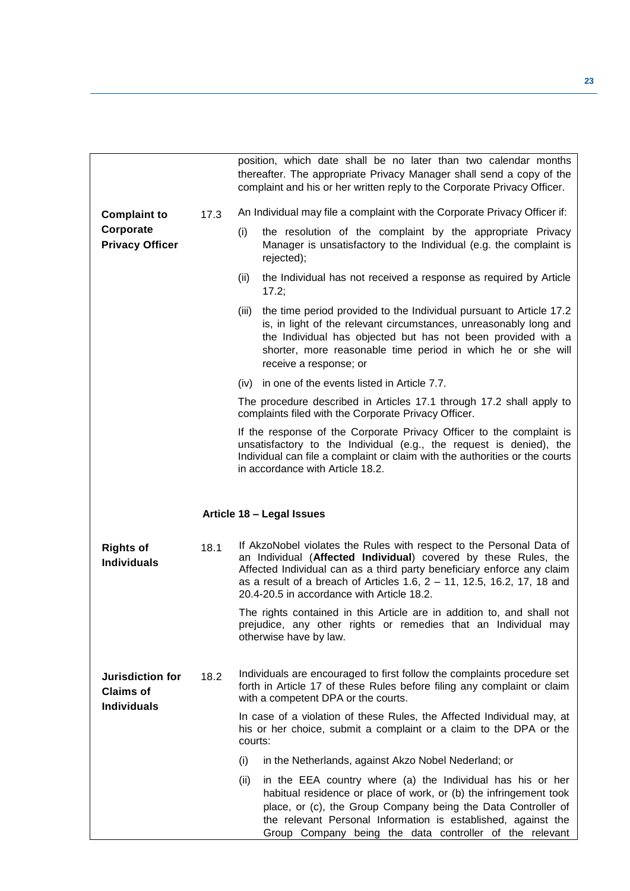position, which date shall be no later than two calendar months thereafter. The appropriate Privacy Manager shall send a copy of the complaint and his or her written reply to the Corporate Privacy Officer.

**Complaint to Corporate Privacy Officer**

17.3 An Individual may file a complaint with the Corporate Privacy Officer if:

(i) the resolution of the complaint by the appropriate Privacy Manager is unsatisfactory to the Individual (e.g. the complaint is rejected);

(ii) the Individual has not received a response as required by Article 17.2;

(iii) the time period provided to the Individual pursuant to Article 17.2 is, in light of the relevant circumstances, unreasonably long and the Individual has objected but has not been provided with a shorter, more reasonable time period in which he or she will receive a response; or

(iv) in one of the events listed in Article 7.7.

The procedure described in Articles 17.1 through 17.2 shall apply to complaints filed with the Corporate Privacy Officer.

If the response of the Corporate Privacy Officer to the complaint is unsatisfactory to the Individual (e.g., the request is denied), the Individual can file a complaint or claim with the authorities or the courts in accordance with Article 18.2.

## Article 18 – Legal Issues

**Rights of Individuals**

18.1 If AkzoNobel violates the Rules with respect to the Personal Data of an Individual (**Affected Individual**) covered by these Rules, the Affected Individual can as a third party beneficiary enforce any claim as a result of a breach of Articles 1.6, 2 – 11, 12.5, 16.2, 17, 18 and 20.4-20.5 in accordance with Article 18.2.

The rights contained in this Article are in addition to, and shall not prejudice, any other rights or remedies that an Individual may otherwise have by law.

**Jurisdiction for Claims of Individuals**

18.2 Individuals are encouraged to first follow the complaints procedure set forth in Article 17 of these Rules before filing any complaint or claim with a competent DPA or the courts.

In case of a violation of these Rules, the Affected Individual may, at his or her choice, submit a complaint or a claim to the DPA or the courts:

(i) in the Netherlands, against Akzo Nobel Nederland; or

(ii) in the EEA country where (a) the Individual has his or her habitual residence or place of work, or (b) the infringement took place, or (c), the Group Company being the Data Controller of the relevant Personal Information is established, against the Group Company being the data controller of the relevant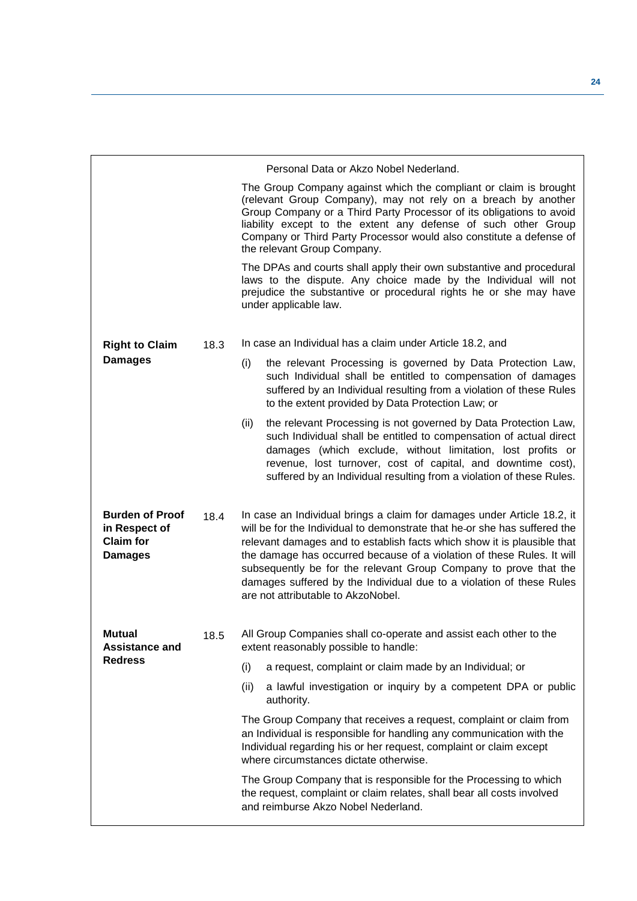Personal Data or Akzo Nobel Nederland.

The Group Company against which the compliant or claim is brought (relevant Group Company), may not rely on a breach by another Group Company or a Third Party Processor of its obligations to avoid liability except to the extent any defense of such other Group Company or Third Party Processor would also constitute a defense of the relevant Group Company.

The DPAs and courts shall apply their own substantive and procedural laws to the dispute. Any choice made by the Individual will not prejudice the substantive or procedural rights he or she may have under applicable law.

**Right to Claim Damages**

18.3 In case an Individual has a claim under Article 18.2, and

(i) the relevant Processing is governed by Data Protection Law, such Individual shall be entitled to compensation of damages suffered by an Individual resulting from a violation of these Rules to the extent provided by Data Protection Law; or

(ii) the relevant Processing is not governed by Data Protection Law, such Individual shall be entitled to compensation of actual direct damages (which exclude, without limitation, lost profits or revenue, lost turnover, cost of capital, and downtime cost), suffered by an Individual resulting from a violation of these Rules.

**Burden of Proof in Respect of Claim for Damages**

18.4 In case an Individual brings a claim for damages under Article 18.2, it will be for the Individual to demonstrate that he or she has suffered the relevant damages and to establish facts which show it is plausible that the damage has occurred because of a violation of these Rules. It will subsequently be for the relevant Group Company to prove that the damages suffered by the Individual due to a violation of these Rules are not attributable to AkzoNobel.

**Mutual Assistance and Redress**

18.5 All Group Companies shall co-operate and assist each other to the extent reasonably possible to handle:

(i) a request, complaint or claim made by an Individual; or

(ii) a lawful investigation or inquiry by a competent DPA or public authority.

The Group Company that receives a request, complaint or claim from an Individual is responsible for handling any communication with the Individual regarding his or her request, complaint or claim except where circumstances dictate otherwise.

The Group Company that is responsible for the Processing to which the request, complaint or claim relates, shall bear all costs involved and reimburse Akzo Nobel Nederland.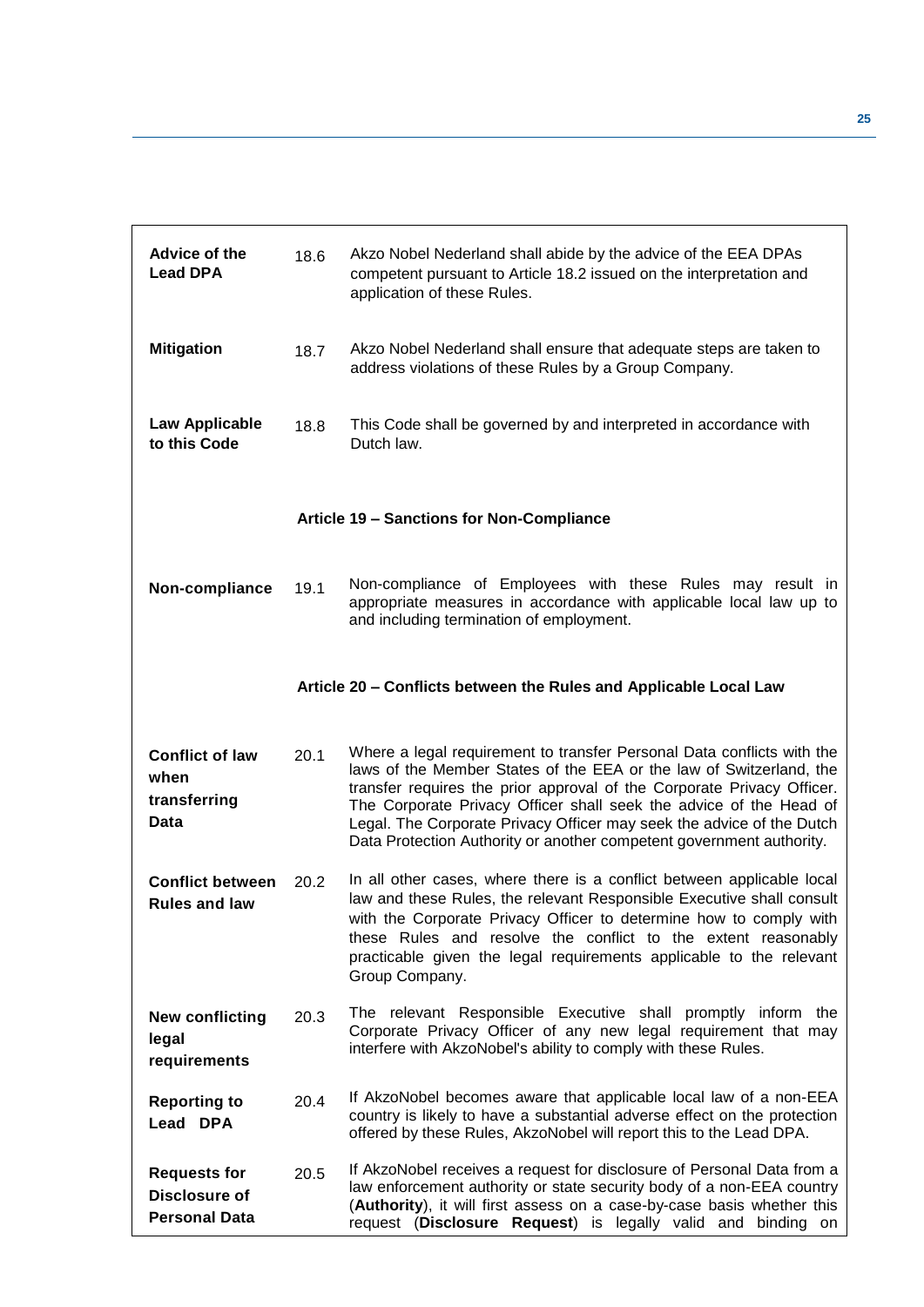| | | |
|---|---|---|
| **Advice of the Lead DPA** | 18.6 | Akzo Nobel Nederland shall abide by the advice of the EEA DPAs competent pursuant to Article 18.2 issued on the interpretation and application of these Rules. |
| **Mitigation** | 18.7 | Akzo Nobel Nederland shall ensure that adequate steps are taken to address violations of these Rules by a Group Company. |
| **Law Applicable to this Code** | 18.8 | This Code shall be governed by and interpreted in accordance with Dutch law. |

**Article 19 – Sanctions for Non-Compliance**

| | | |
|---|---|---|
| **Non-compliance** | 19.1 | Non-compliance of Employees with these Rules may result in appropriate measures in accordance with applicable local law up to and including termination of employment. |

**Article 20 – Conflicts between the Rules and Applicable Local Law**

| | | |
|---|---|---|
| **Conflict of law when transferring Data** | 20.1 | Where a legal requirement to transfer Personal Data conflicts with the laws of the Member States of the EEA or the law of Switzerland, the transfer requires the prior approval of the Corporate Privacy Officer. The Corporate Privacy Officer shall seek the advice of the Head of Legal. The Corporate Privacy Officer may seek the advice of the Dutch Data Protection Authority or another competent government authority. |
| **Conflict between Rules and law** | 20.2 | In all other cases, where there is a conflict between applicable local law and these Rules, the relevant Responsible Executive shall consult with the Corporate Privacy Officer to determine how to comply with these Rules and resolve the conflict to the extent reasonably practicable given the legal requirements applicable to the relevant Group Company. |
| **New conflicting legal requirements** | 20.3 | The relevant Responsible Executive shall promptly inform the Corporate Privacy Officer of any new legal requirement that may interfere with AkzoNobel's ability to comply with these Rules. |
| **Reporting to Lead DPA** | 20.4 | If AkzoNobel becomes aware that applicable local law of a non-EEA country is likely to have a substantial adverse effect on the protection offered by these Rules, AkzoNobel will report this to the Lead DPA. |
| **Requests for Disclosure of Personal Data** | 20.5 | If AkzoNobel receives a request for disclosure of Personal Data from a law enforcement authority or state security body of a non-EEA country (**Authority**), it will first assess on a case-by-case basis whether this request (**Disclosure Request**) is legally valid and binding on |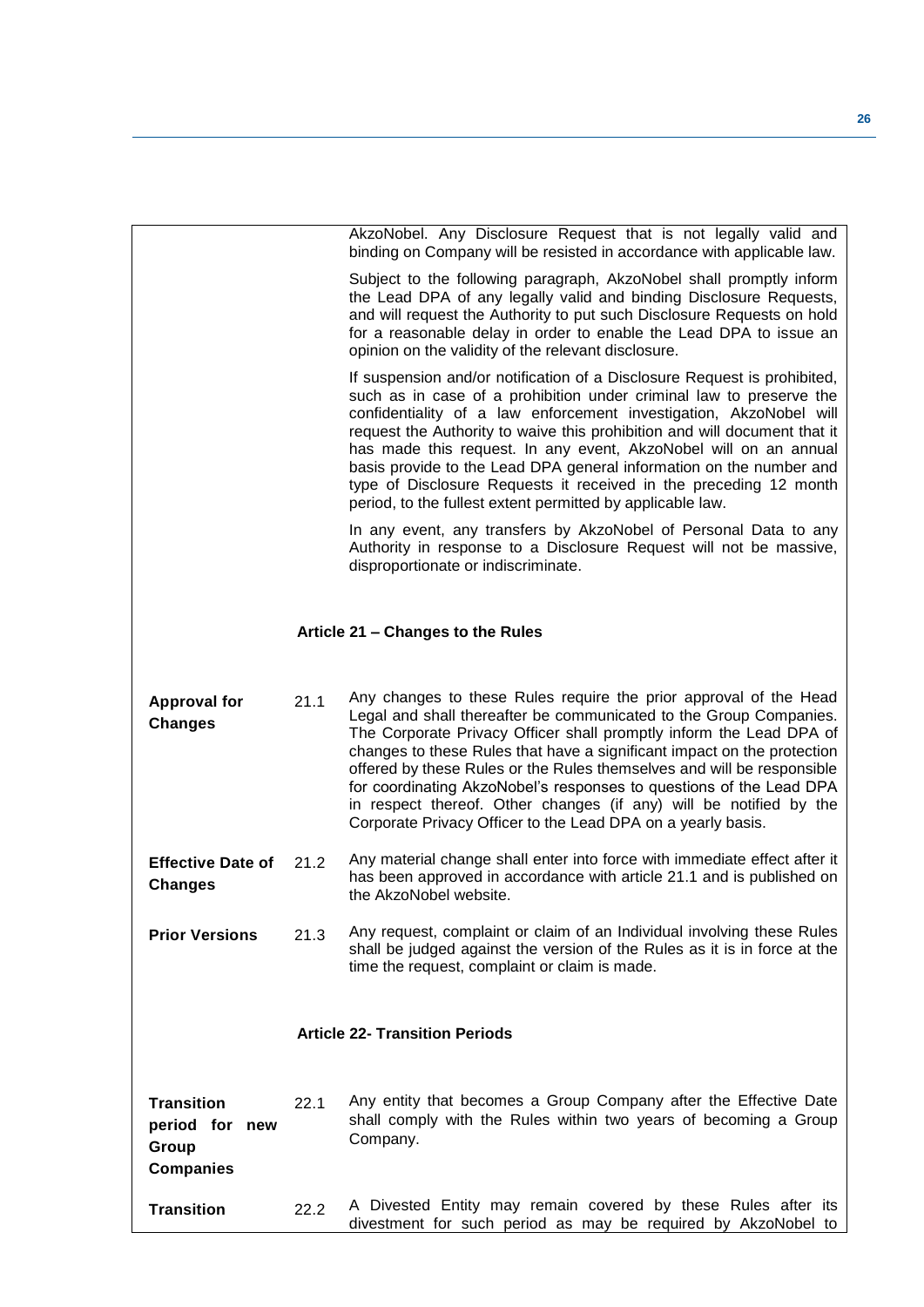AkzoNobel. Any Disclosure Request that is not legally valid and binding on Company will be resisted in accordance with applicable law.

Subject to the following paragraph, AkzoNobel shall promptly inform the Lead DPA of any legally valid and binding Disclosure Requests, and will request the Authority to put such Disclosure Requests on hold for a reasonable delay in order to enable the Lead DPA to issue an opinion on the validity of the relevant disclosure.

If suspension and/or notification of a Disclosure Request is prohibited, such as in case of a prohibition under criminal law to preserve the confidentiality of a law enforcement investigation, AkzoNobel will request the Authority to waive this prohibition and will document that it has made this request. In any event, AkzoNobel will on an annual basis provide to the Lead DPA general information on the number and type of Disclosure Requests it received in the preceding 12 month period, to the fullest extent permitted by applicable law.

In any event, any transfers by AkzoNobel of Personal Data to any Authority in response to a Disclosure Request will not be massive, disproportionate or indiscriminate.

## Article 21 – Changes to the Rules

**Approval for Changes**

21.1 Any changes to these Rules require the prior approval of the Head Legal and shall thereafter be communicated to the Group Companies. The Corporate Privacy Officer shall promptly inform the Lead DPA of changes to these Rules that have a significant impact on the protection offered by these Rules or the Rules themselves and will be responsible for coordinating AkzoNobel's responses to questions of the Lead DPA in respect thereof. Other changes (if any) will be notified by the Corporate Privacy Officer to the Lead DPA on a yearly basis.

**Effective Date of Changes**

21.2 Any material change shall enter into force with immediate effect after it has been approved in accordance with article 21.1 and is published on the AkzoNobel website.

**Prior Versions**

21.3 Any request, complaint or claim of an Individual involving these Rules shall be judged against the version of the Rules as it is in force at the time the request, complaint or claim is made.

## Article 22- Transition Periods

**Transition period for new Group Companies**

22.1 Any entity that becomes a Group Company after the Effective Date shall comply with the Rules within two years of becoming a Group Company.

**Transition**

22.2 A Divested Entity may remain covered by these Rules after its divestment for such period as may be required by AkzoNobel to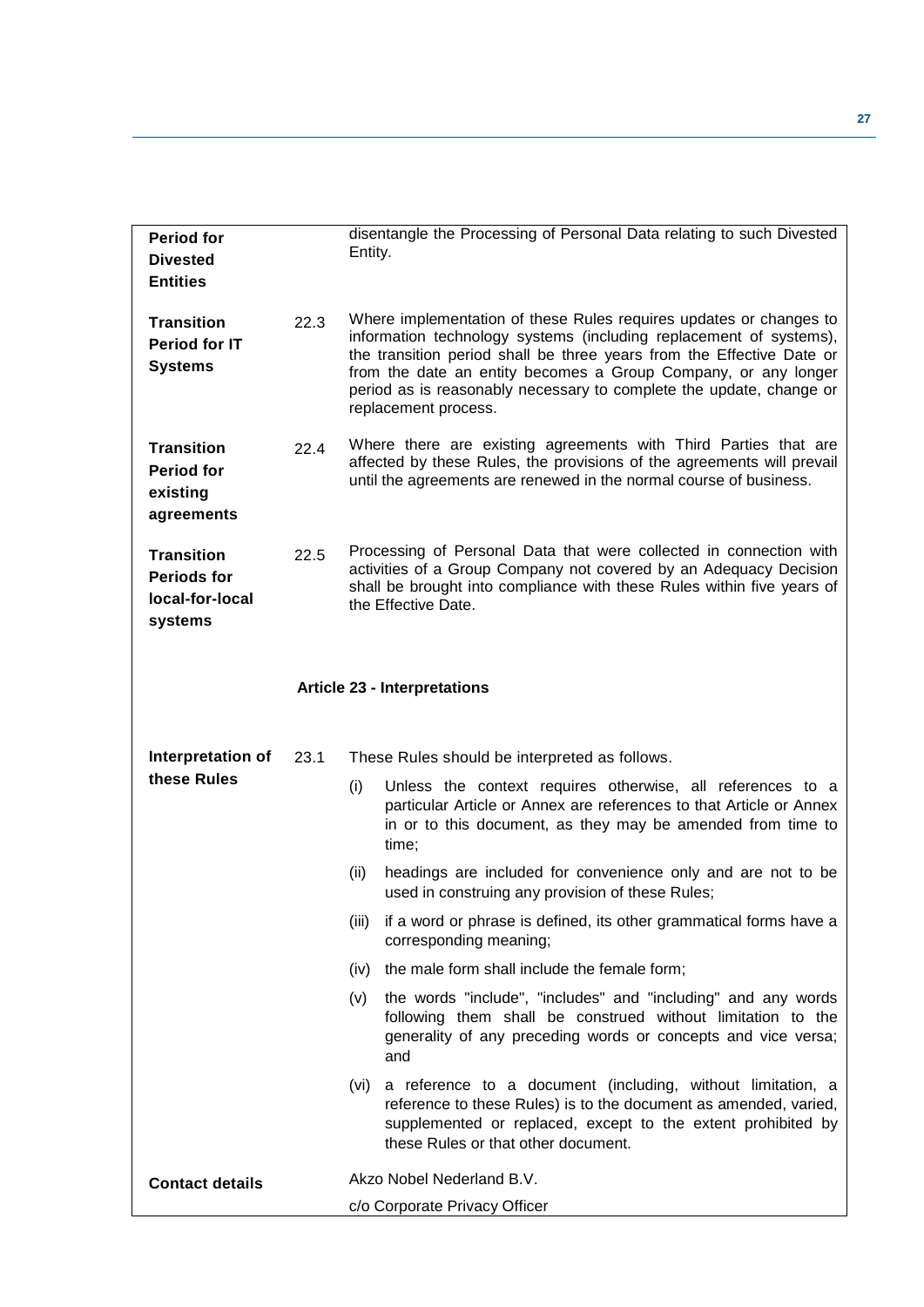**Period for Divested Entities**

disentangle the Processing of Personal Data relating to such Divested Entity.

**Transition Period for IT Systems**

22.3 Where implementation of these Rules requires updates or changes to information technology systems (including replacement of systems), the transition period shall be three years from the Effective Date or from the date an entity becomes a Group Company, or any longer period as is reasonably necessary to complete the update, change or replacement process.

**Transition Period for existing agreements**

22.4 Where there are existing agreements with Third Parties that are affected by these Rules, the provisions of the agreements will prevail until the agreements are renewed in the normal course of business.

**Transition Periods for local-for-local systems**

22.5 Processing of Personal Data that were collected in connection with activities of a Group Company not covered by an Adequacy Decision shall be brought into compliance with these Rules within five years of the Effective Date.

## Article 23 - Interpretations

**Interpretation of these Rules**

23.1 These Rules should be interpreted as follows.

(i) Unless the context requires otherwise, all references to a particular Article or Annex are references to that Article or Annex in or to this document, as they may be amended from time to time;

(ii) headings are included for convenience only and are not to be used in construing any provision of these Rules;

(iii) if a word or phrase is defined, its other grammatical forms have a corresponding meaning;

(iv) the male form shall include the female form;

(v) the words "include", "includes" and "including" and any words following them shall be construed without limitation to the generality of any preceding words or concepts and vice versa; and

(vi) a reference to a document (including, without limitation, a reference to these Rules) is to the document as amended, varied, supplemented or replaced, except to the extent prohibited by these Rules or that other document.

**Contact details**

Akzo Nobel Nederland B.V.

c/o Corporate Privacy Officer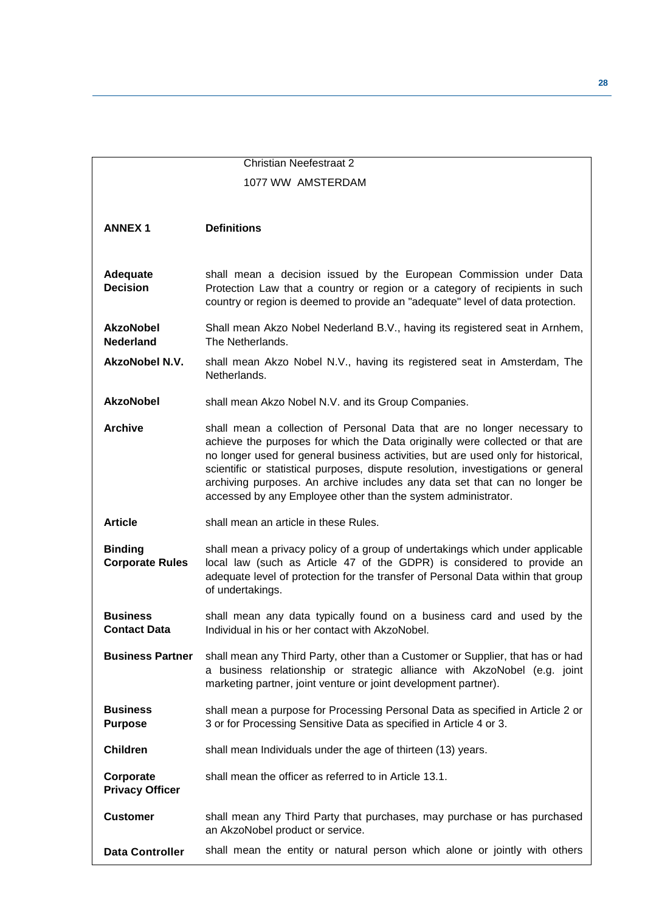Christian Neefestraat 2

1077 WW AMSTERDAM

## ANNEX 1 Definitions

| | |
|---|---|
| **Adequate Decision** | shall mean a decision issued by the European Commission under Data Protection Law that a country or region or a category of recipients in such country or region is deemed to provide an "adequate" level of data protection. |
| **AkzoNobel Nederland** | Shall mean Akzo Nobel Nederland B.V., having its registered seat in Arnhem, The Netherlands. |
| **AkzoNobel N.V.** | shall mean Akzo Nobel N.V., having its registered seat in Amsterdam, The Netherlands. |
| **AkzoNobel** | shall mean Akzo Nobel N.V. and its Group Companies. |
| **Archive** | shall mean a collection of Personal Data that are no longer necessary to achieve the purposes for which the Data originally were collected or that are no longer used for general business activities, but are used only for historical, scientific or statistical purposes, dispute resolution, investigations or general archiving purposes. An archive includes any data set that can no longer be accessed by any Employee other than the system administrator. |
| **Article** | shall mean an article in these Rules. |
| **Binding Corporate Rules** | shall mean a privacy policy of a group of undertakings which under applicable local law (such as Article 47 of the GDPR) is considered to provide an adequate level of protection for the transfer of Personal Data within that group of undertakings. |
| **Business Contact Data** | shall mean any data typically found on a business card and used by the Individual in his or her contact with AkzoNobel. |
| **Business Partner** | shall mean any Third Party, other than a Customer or Supplier, that has or had a business relationship or strategic alliance with AkzoNobel (e.g. joint marketing partner, joint venture or joint development partner). |
| **Business Purpose** | shall mean a purpose for Processing Personal Data as specified in Article 2 or 3 or for Processing Sensitive Data as specified in Article 4 or 3. |
| **Children** | shall mean Individuals under the age of thirteen (13) years. |
| **Corporate Privacy Officer** | shall mean the officer as referred to in Article 13.1. |
| **Customer** | shall mean any Third Party that purchases, may purchase or has purchased an AkzoNobel product or service. |
| **Data Controller** | shall mean the entity or natural person which alone or jointly with others |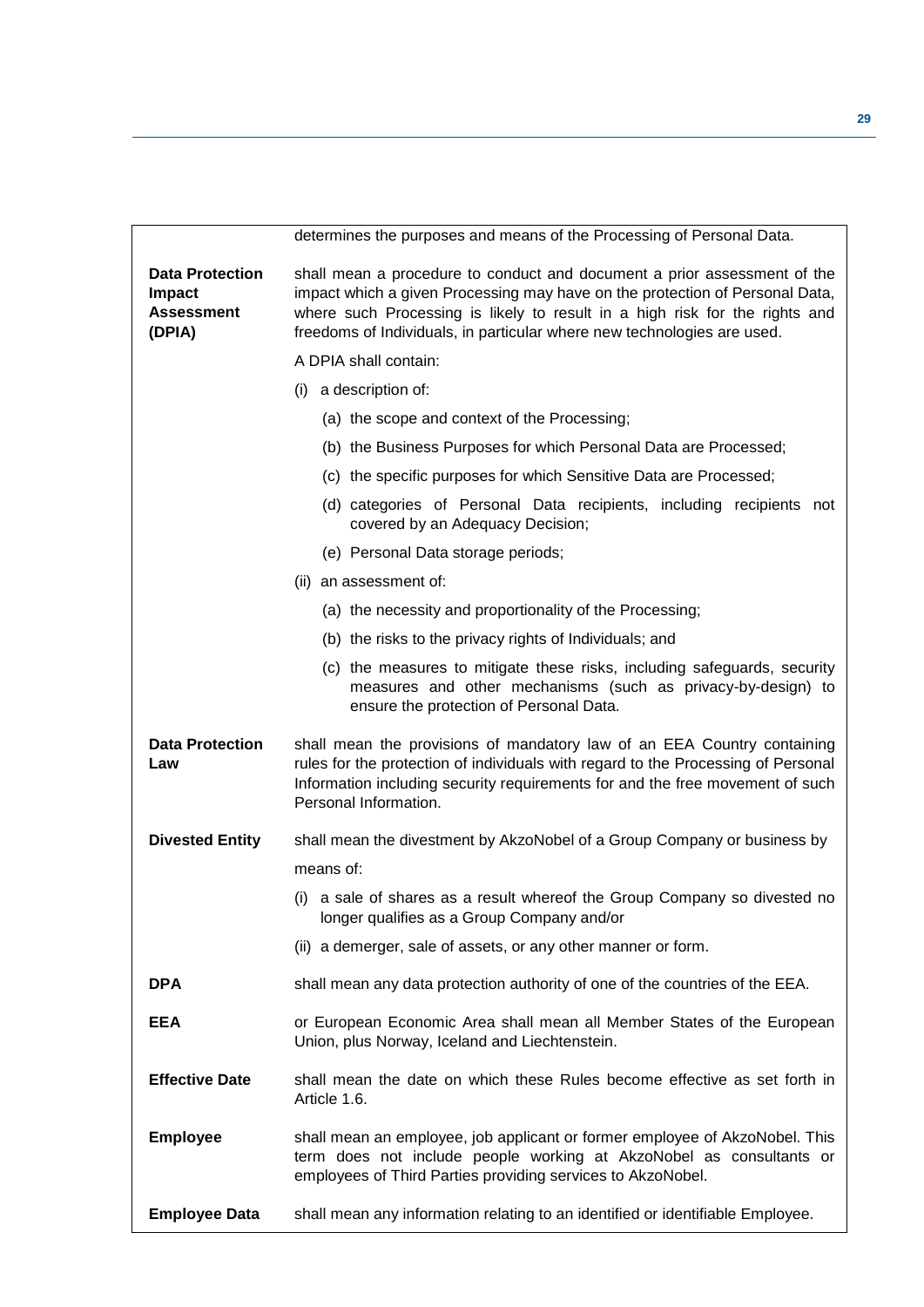| | |
|---|---|
| | determines the purposes and means of the Processing of Personal Data. |
| **Data Protection Impact Assessment (DPIA)** | shall mean a procedure to conduct and document a prior assessment of the impact which a given Processing may have on the protection of Personal Data, where such Processing is likely to result in a high risk for the rights and freedoms of Individuals, in particular where new technologies are used.<br><br>A DPIA shall contain:<br><br>(i) a description of:<br>(a) the scope and context of the Processing;<br>(b) the Business Purposes for which Personal Data are Processed;<br>(c) the specific purposes for which Sensitive Data are Processed;<br>(d) categories of Personal Data recipients, including recipients not covered by an Adequacy Decision;<br>(e) Personal Data storage periods;<br><br>(ii) an assessment of:<br>(a) the necessity and proportionality of the Processing;<br>(b) the risks to the privacy rights of Individuals; and<br>(c) the measures to mitigate these risks, including safeguards, security measures and other mechanisms (such as privacy-by-design) to ensure the protection of Personal Data. |
| **Data Protection Law** | shall mean the provisions of mandatory law of an EEA Country containing rules for the protection of individuals with regard to the Processing of Personal Information including security requirements for and the free movement of such Personal Information. |
| **Divested Entity** | shall mean the divestment by AkzoNobel of a Group Company or business by means of:<br><br>(i) a sale of shares as a result whereof the Group Company so divested no longer qualifies as a Group Company and/or<br>(ii) a demerger, sale of assets, or any other manner or form. |
| **DPA** | shall mean any data protection authority of one of the countries of the EEA. |
| **EEA** | or European Economic Area shall mean all Member States of the European Union, plus Norway, Iceland and Liechtenstein. |
| **Effective Date** | shall mean the date on which these Rules become effective as set forth in Article 1.6. |
| **Employee** | shall mean an employee, job applicant or former employee of AkzoNobel. This term does not include people working at AkzoNobel as consultants or employees of Third Parties providing services to AkzoNobel. |
| **Employee Data** | shall mean any information relating to an identified or identifiable Employee. |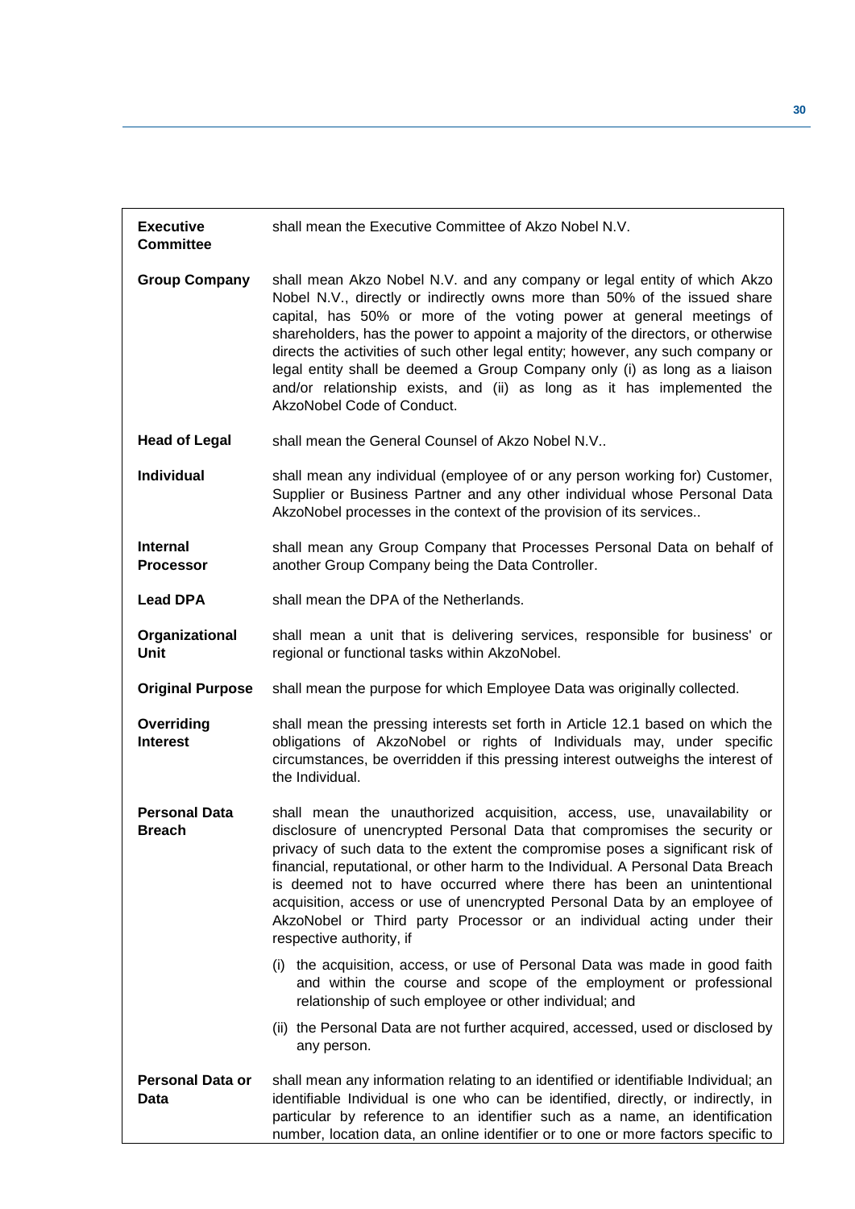| | |
|---|---|
| **Executive Committee** | shall mean the Executive Committee of Akzo Nobel N.V. |
| **Group Company** | shall mean Akzo Nobel N.V. and any company or legal entity of which Akzo Nobel N.V., directly or indirectly owns more than 50% of the issued share capital, has 50% or more of the voting power at general meetings of shareholders, has the power to appoint a majority of the directors, or otherwise directs the activities of such other legal entity; however, any such company or legal entity shall be deemed a Group Company only (i) as long as a liaison and/or relationship exists, and (ii) as long as it has implemented the AkzoNobel Code of Conduct. |
| **Head of Legal** | shall mean the General Counsel of Akzo Nobel N.V.. |
| **Individual** | shall mean any individual (employee of or any person working for) Customer, Supplier or Business Partner and any other individual whose Personal Data AkzoNobel processes in the context of the provision of its services.. |
| **Internal Processor** | shall mean any Group Company that Processes Personal Data on behalf of another Group Company being the Data Controller. |
| **Lead DPA** | shall mean the DPA of the Netherlands. |
| **Organizational Unit** | shall mean a unit that is delivering services, responsible for business' or regional or functional tasks within AkzoNobel. |
| **Original Purpose** | shall mean the purpose for which Employee Data was originally collected. |
| **Overriding Interest** | shall mean the pressing interests set forth in Article 12.1 based on which the obligations of AkzoNobel or rights of Individuals may, under specific circumstances, be overridden if this pressing interest outweighs the interest of the Individual. |
| **Personal Data Breach** | shall mean the unauthorized acquisition, access, use, unavailability or disclosure of unencrypted Personal Data that compromises the security or privacy of such data to the extent the compromise poses a significant risk of financial, reputational, or other harm to the Individual. A Personal Data Breach is deemed not to have occurred where there has been an unintentional acquisition, access or use of unencrypted Personal Data by an employee of AkzoNobel or Third party Processor or an individual acting under their respective authority, if<br>(i) the acquisition, access, or use of Personal Data was made in good faith and within the course and scope of the employment or professional relationship of such employee or other individual; and<br>(ii) the Personal Data are not further acquired, accessed, used or disclosed by any person. |
| **Personal Data or Data** | shall mean any information relating to an identified or identifiable Individual; an identifiable Individual is one who can be identified, directly, or indirectly, in particular by reference to an identifier such as a name, an identification number, location data, an online identifier or to one or more factors specific to |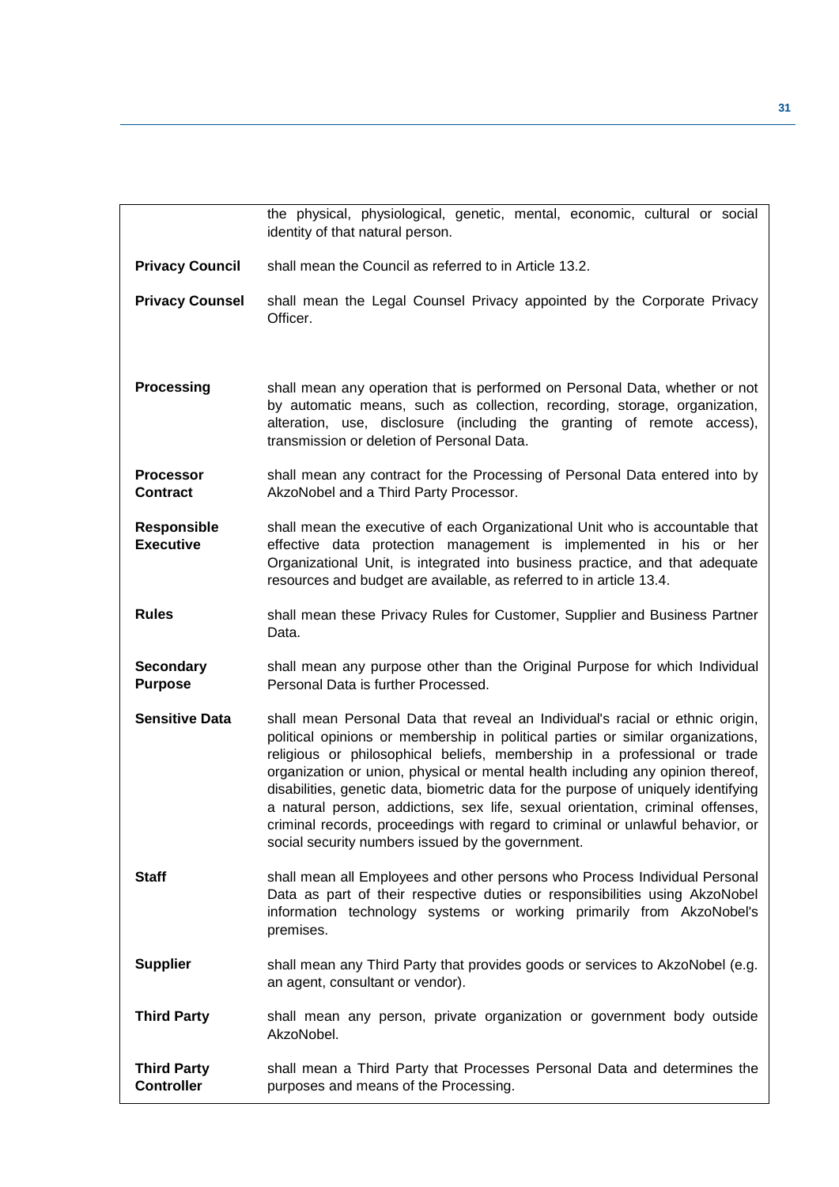| | |
|---|---|
| | the physical, physiological, genetic, mental, economic, cultural or social identity of that natural person. |
| **Privacy Council** | shall mean the Council as referred to in Article 13.2. |
| **Privacy Counsel** | shall mean the Legal Counsel Privacy appointed by the Corporate Privacy Officer. |
| **Processing** | shall mean any operation that is performed on Personal Data, whether or not by automatic means, such as collection, recording, storage, organization, alteration, use, disclosure (including the granting of remote access), transmission or deletion of Personal Data. |
| **Processor Contract** | shall mean any contract for the Processing of Personal Data entered into by AkzoNobel and a Third Party Processor. |
| **Responsible Executive** | shall mean the executive of each Organizational Unit who is accountable that effective data protection management is implemented in his or her Organizational Unit, is integrated into business practice, and that adequate resources and budget are available, as referred to in article 13.4. |
| **Rules** | shall mean these Privacy Rules for Customer, Supplier and Business Partner Data. |
| **Secondary Purpose** | shall mean any purpose other than the Original Purpose for which Individual Personal Data is further Processed. |
| **Sensitive Data** | shall mean Personal Data that reveal an Individual's racial or ethnic origin, political opinions or membership in political parties or similar organizations, religious or philosophical beliefs, membership in a professional or trade organization or union, physical or mental health including any opinion thereof, disabilities, genetic data, biometric data for the purpose of uniquely identifying a natural person, addictions, sex life, sexual orientation, criminal offenses, criminal records, proceedings with regard to criminal or unlawful behavior, or social security numbers issued by the government. |
| **Staff** | shall mean all Employees and other persons who Process Individual Personal Data as part of their respective duties or responsibilities using AkzoNobel information technology systems or working primarily from AkzoNobel's premises. |
| **Supplier** | shall mean any Third Party that provides goods or services to AkzoNobel (e.g. an agent, consultant or vendor). |
| **Third Party** | shall mean any person, private organization or government body outside AkzoNobel. |
| **Third Party Controller** | shall mean a Third Party that Processes Personal Data and determines the purposes and means of the Processing. |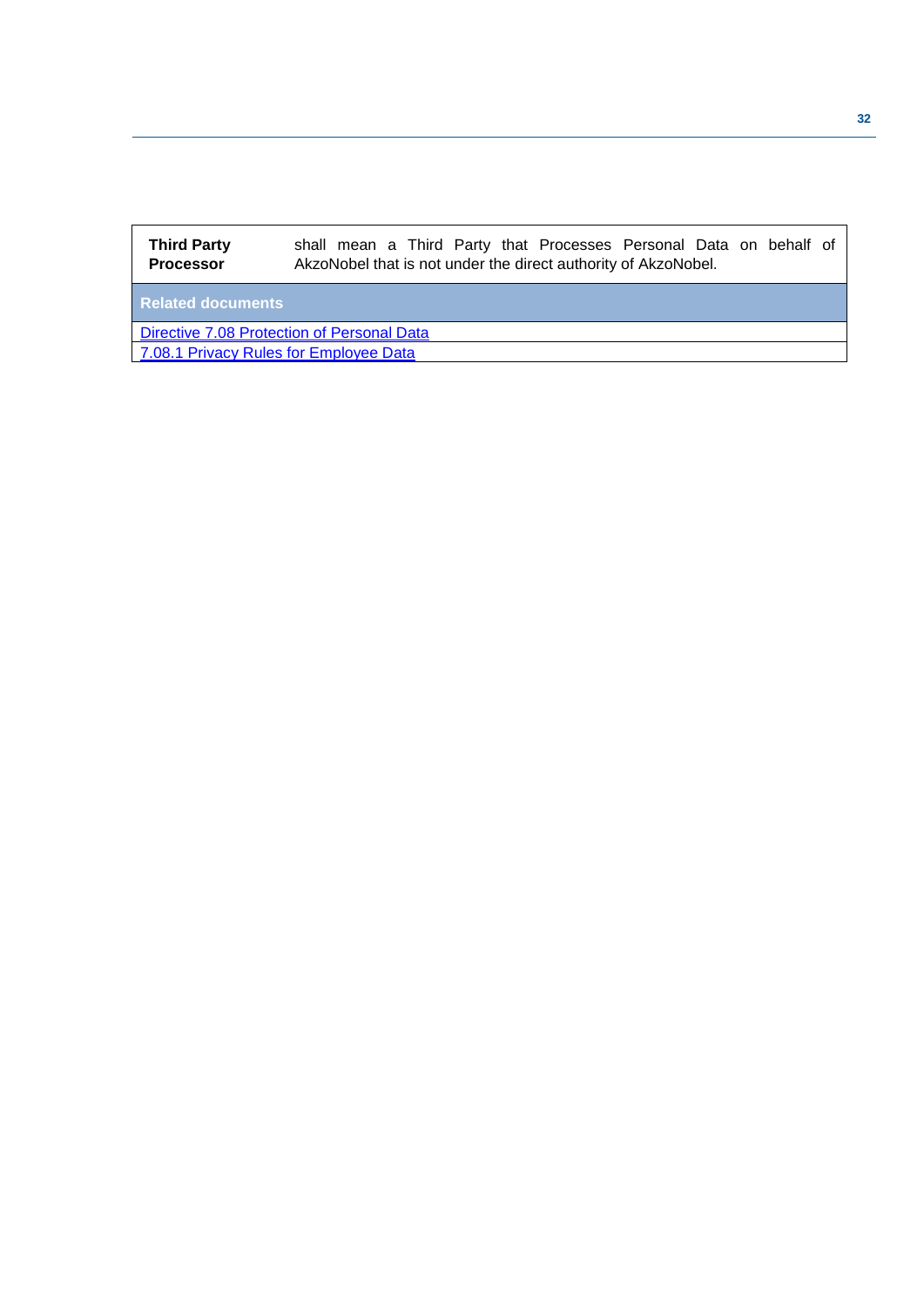| | |
|---|---|
| **Third Party Processor** | shall mean a Third Party that Processes Personal Data on behalf of AkzoNobel that is not under the direct authority of AkzoNobel. |

| **Related documents** |
|---|
| Directive 7.08 Protection of Personal Data |
| 7.08.1 Privacy Rules for Employee Data |